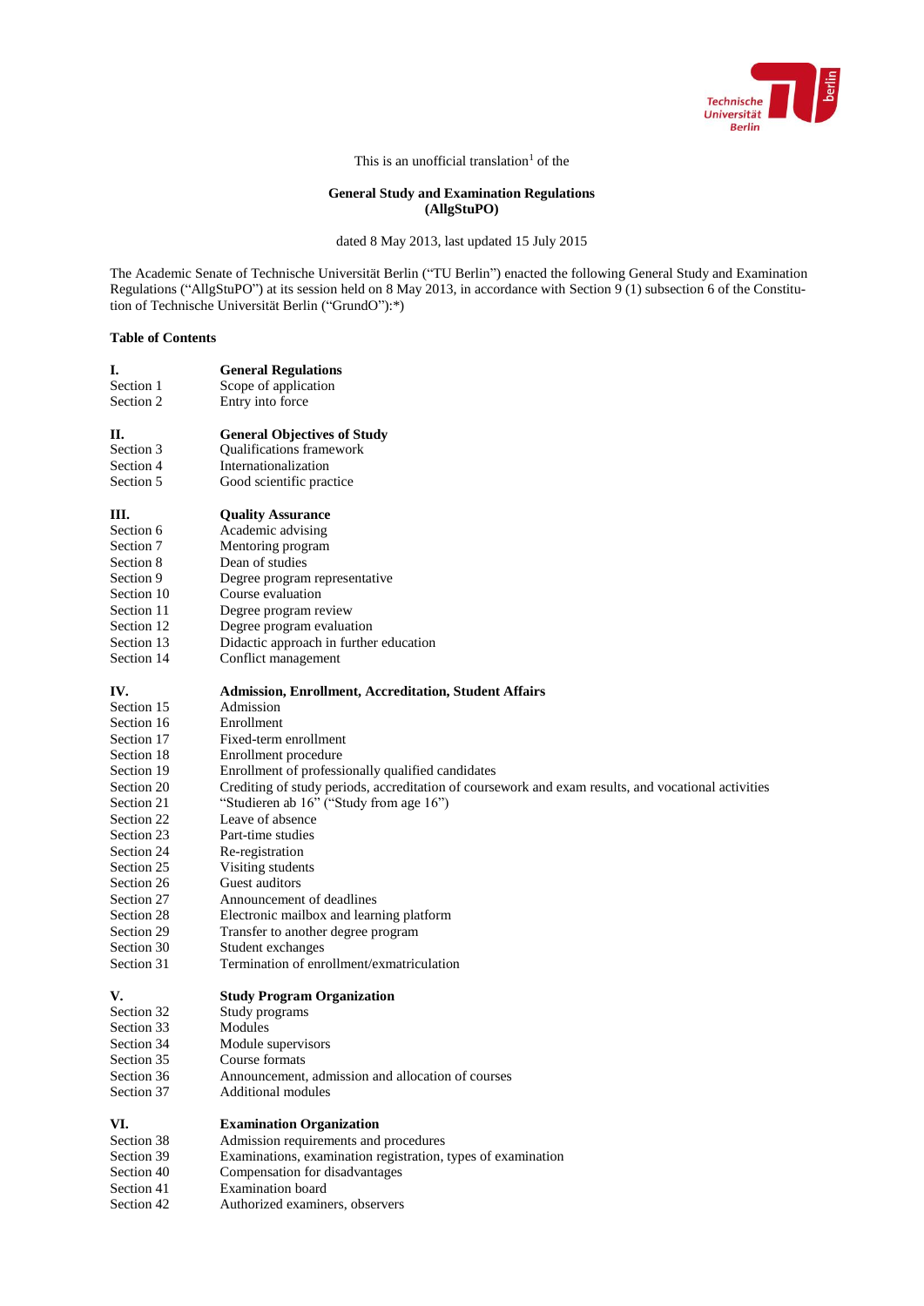This is an unofficial translation[1] of the

**General Study and Examination Regulations (AllgStuPO)**

dated 8 May 2013, last updated 15 July 2015

The Academic Senate of Technische Universität Berlin ("TU Berlin") enacted the following General Study and Examination Regulations ("AllgStuPO") at its session held on 8 May 2013, in accordance with Section 9 (1) subsection 6 of the Constitution of Technische Universität Berlin ("GrundO"):*)

**Table of Contents**

| | |
|---|---|
| **I.** | **General Regulations** |
| Section 1 | Scope of application |
| Section 2 | Entry into force |
| **II.** | **General Objectives of Study** |
| Section 3 | Qualifications framework |
| Section 4 | Internationalization |
| Section 5 | Good scientific practice |
| **III.** | **Quality Assurance** |
| Section 6 | Academic advising |
| Section 7 | Mentoring program |
| Section 8 | Dean of studies |
| Section 9 | Degree program representative |
| Section 10 | Course evaluation |
| Section 11 | Degree program review |
| Section 12 | Degree program evaluation |
| Section 13 | Didactic approach in further education |
| Section 14 | Conflict management |
| **IV.** | **Admission, Enrollment, Accreditation, Student Affairs** |
| Section 15 | Admission |
| Section 16 | Enrollment |
| Section 17 | Fixed-term enrollment |
| Section 18 | Enrollment procedure |
| Section 19 | Enrollment of professionally qualified candidates |
| Section 20 | Crediting of study periods, accreditation of coursework and exam results, and vocational activities |
| Section 21 | "Studieren ab 16" ("Study from age 16") |
| Section 22 | Leave of absence |
| Section 23 | Part-time studies |
| Section 24 | Re-registration |
| Section 25 | Visiting students |
| Section 26 | Guest auditors |
| Section 27 | Announcement of deadlines |
| Section 28 | Electronic mailbox and learning platform |
| Section 29 | Transfer to another degree program |
| Section 30 | Student exchanges |
| Section 31 | Termination of enrollment/exmatriculation |
| **V.** | **Study Program Organization** |
| Section 32 | Study programs |
| Section 33 | Modules |
| Section 34 | Module supervisors |
| Section 35 | Course formats |
| Section 36 | Announcement, admission and allocation of courses |
| Section 37 | Additional modules |
| **VI.** | **Examination Organization** |
| Section 38 | Admission requirements and procedures |
| Section 39 | Examinations, examination registration, types of examination |
| Section 40 | Compensation for disadvantages |
| Section 41 | Examination board |
| Section 42 | Authorized examiners, observers |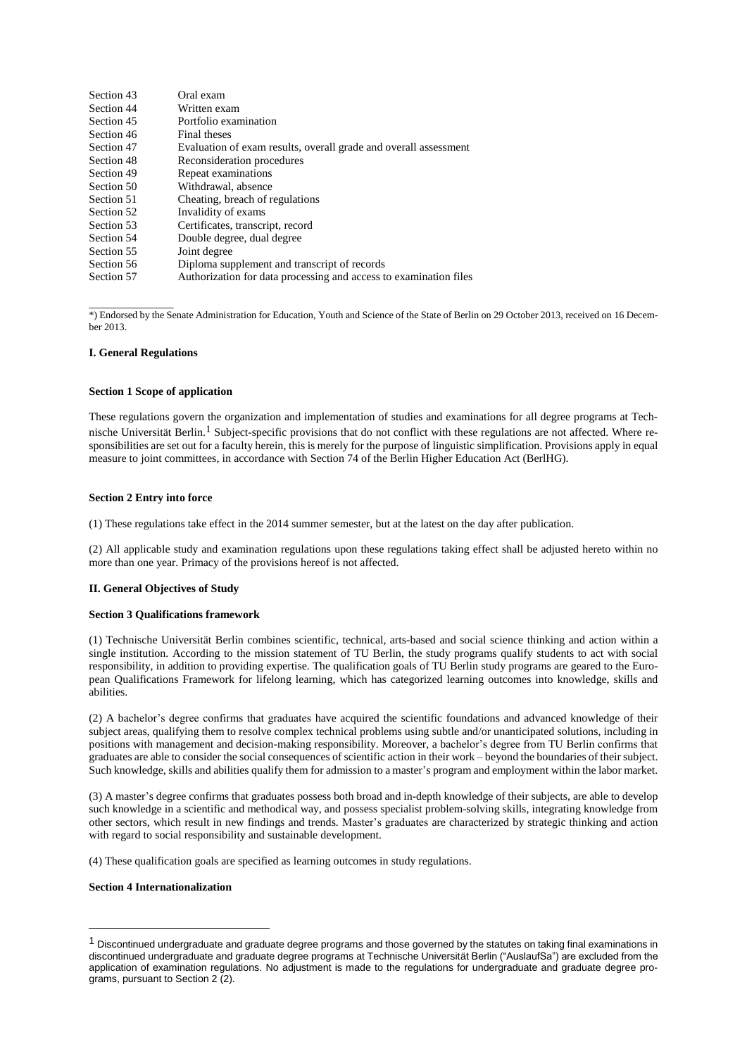| | |
|---|---|
| Section 43 | Oral exam |
| Section 44 | Written exam |
| Section 45 | Portfolio examination |
| Section 46 | Final theses |
| Section 47 | Evaluation of exam results, overall grade and overall assessment |
| Section 48 | Reconsideration procedures |
| Section 49 | Repeat examinations |
| Section 50 | Withdrawal, absence |
| Section 51 | Cheating, breach of regulations |
| Section 52 | Invalidity of exams |
| Section 53 | Certificates, transcript, record |
| Section 54 | Double degree, dual degree |
| Section 55 | Joint degree |
| Section 56 | Diploma supplement and transcript of records |
| Section 57 | Authorization for data processing and access to examination files |

*) Endorsed by the Senate Administration for Education, Youth and Science of the State of Berlin on 29 October 2013, received on 16 December 2013.

## I. General Regulations

### Section 1 Scope of application

These regulations govern the organization and implementation of studies and examinations for all degree programs at Technische Universität Berlin.[1] Subject-specific provisions that do not conflict with these regulations are not affected. Where responsibilities are set out for a faculty herein, this is merely for the purpose of linguistic simplification. Provisions apply in equal measure to joint committees, in accordance with Section 74 of the Berlin Higher Education Act (BerlHG).

### Section 2 Entry into force

(1) These regulations take effect in the 2014 summer semester, but at the latest on the day after publication.

(2) All applicable study and examination regulations upon these regulations taking effect shall be adjusted hereto within no more than one year. Primacy of the provisions hereof is not affected.

## II. General Objectives of Study

### Section 3 Qualifications framework

(1) Technische Universität Berlin combines scientific, technical, arts-based and social science thinking and action within a single institution. According to the mission statement of TU Berlin, the study programs qualify students to act with social responsibility, in addition to providing expertise. The qualification goals of TU Berlin study programs are geared to the European Qualifications Framework for lifelong learning, which has categorized learning outcomes into knowledge, skills and abilities.

(2) A bachelor's degree confirms that graduates have acquired the scientific foundations and advanced knowledge of their subject areas, qualifying them to resolve complex technical problems using subtle and/or unanticipated solutions, including in positions with management and decision-making responsibility. Moreover, a bachelor's degree from TU Berlin confirms that graduates are able to consider the social consequences of scientific action in their work – beyond the boundaries of their subject. Such knowledge, skills and abilities qualify them for admission to a master's program and employment within the labor market.

(3) A master's degree confirms that graduates possess both broad and in-depth knowledge of their subjects, are able to develop such knowledge in a scientific and methodical way, and possess specialist problem-solving skills, integrating knowledge from other sectors, which result in new findings and trends. Master's graduates are characterized by strategic thinking and action with regard to social responsibility and sustainable development.

(4) These qualification goals are specified as learning outcomes in study regulations.

### Section 4 Internationalization

[1] Discontinued undergraduate and graduate degree programs and those governed by the statutes on taking final examinations in discontinued undergraduate and graduate degree programs at Technische Universität Berlin ("AuslaufSa") are excluded from the application of examination regulations. No adjustment is made to the regulations for undergraduate and graduate degree programs, pursuant to Section 2 (2).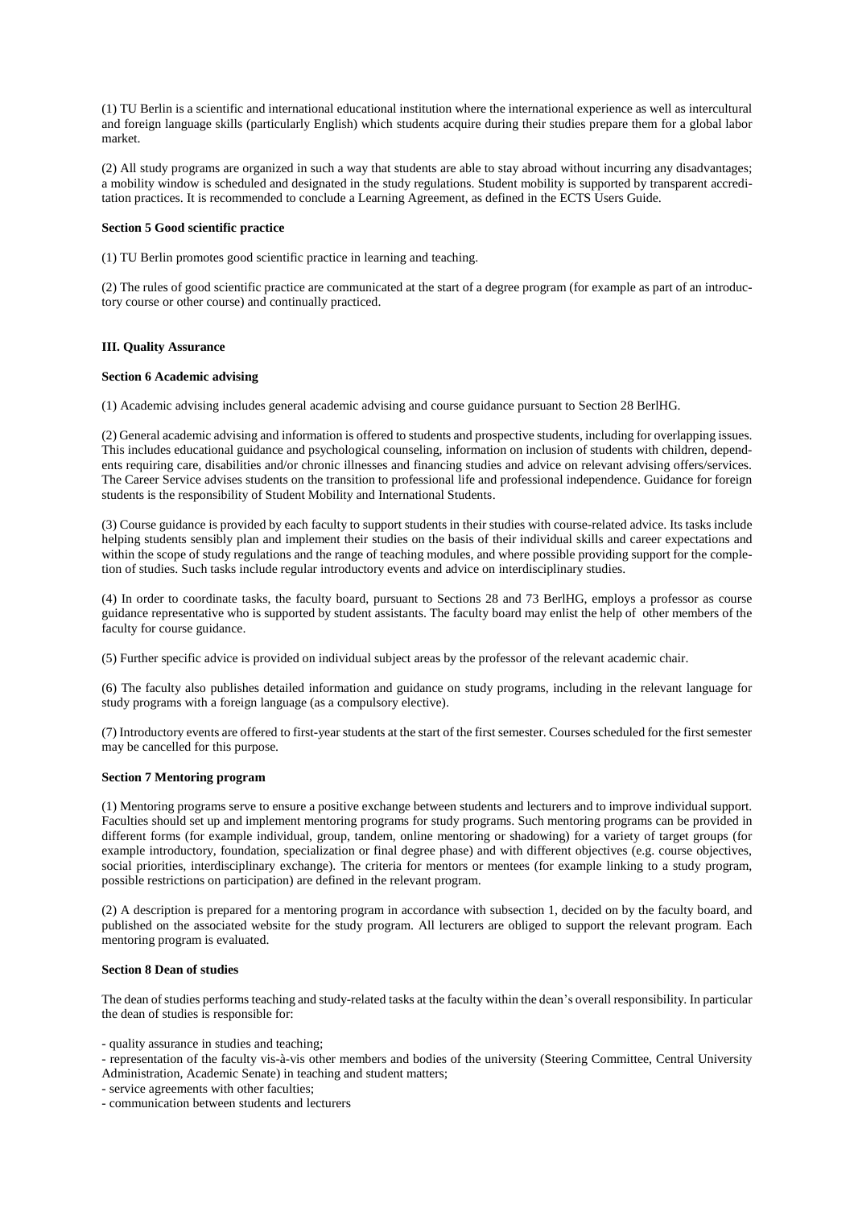(1) TU Berlin is a scientific and international educational institution where the international experience as well as intercultural and foreign language skills (particularly English) which students acquire during their studies prepare them for a global labor market.

(2) All study programs are organized in such a way that students are able to stay abroad without incurring any disadvantages; a mobility window is scheduled and designated in the study regulations. Student mobility is supported by transparent accreditation practices. It is recommended to conclude a Learning Agreement, as defined in the ECTS Users Guide.

**Section 5 Good scientific practice**

(1) TU Berlin promotes good scientific practice in learning and teaching.

(2) The rules of good scientific practice are communicated at the start of a degree program (for example as part of an introductory course or other course) and continually practiced.

## III. Quality Assurance

**Section 6 Academic advising**

(1) Academic advising includes general academic advising and course guidance pursuant to Section 28 BerlHG.

(2) General academic advising and information is offered to students and prospective students, including for overlapping issues. This includes educational guidance and psychological counseling, information on inclusion of students with children, dependents requiring care, disabilities and/or chronic illnesses and financing studies and advice on relevant advising offers/services. The Career Service advises students on the transition to professional life and professional independence. Guidance for foreign students is the responsibility of Student Mobility and International Students.

(3) Course guidance is provided by each faculty to support students in their studies with course-related advice. Its tasks include helping students sensibly plan and implement their studies on the basis of their individual skills and career expectations and within the scope of study regulations and the range of teaching modules, and where possible providing support for the completion of studies. Such tasks include regular introductory events and advice on interdisciplinary studies.

(4) In order to coordinate tasks, the faculty board, pursuant to Sections 28 and 73 BerlHG, employs a professor as course guidance representative who is supported by student assistants. The faculty board may enlist the help of other members of the faculty for course guidance.

(5) Further specific advice is provided on individual subject areas by the professor of the relevant academic chair.

(6) The faculty also publishes detailed information and guidance on study programs, including in the relevant language for study programs with a foreign language (as a compulsory elective).

(7) Introductory events are offered to first-year students at the start of the first semester. Courses scheduled for the first semester may be cancelled for this purpose.

**Section 7 Mentoring program**

(1) Mentoring programs serve to ensure a positive exchange between students and lecturers and to improve individual support. Faculties should set up and implement mentoring programs for study programs. Such mentoring programs can be provided in different forms (for example individual, group, tandem, online mentoring or shadowing) for a variety of target groups (for example introductory, foundation, specialization or final degree phase) and with different objectives (e.g. course objectives, social priorities, interdisciplinary exchange). The criteria for mentors or mentees (for example linking to a study program, possible restrictions on participation) are defined in the relevant program.

(2) A description is prepared for a mentoring program in accordance with subsection 1, decided on by the faculty board, and published on the associated website for the study program. All lecturers are obliged to support the relevant program. Each mentoring program is evaluated.

**Section 8 Dean of studies**

The dean of studies performs teaching and study-related tasks at the faculty within the dean's overall responsibility. In particular the dean of studies is responsible for:

- quality assurance in studies and teaching;
- representation of the faculty vis-à-vis other members and bodies of the university (Steering Committee, Central University Administration, Academic Senate) in teaching and student matters;
- service agreements with other faculties;
- communication between students and lecturers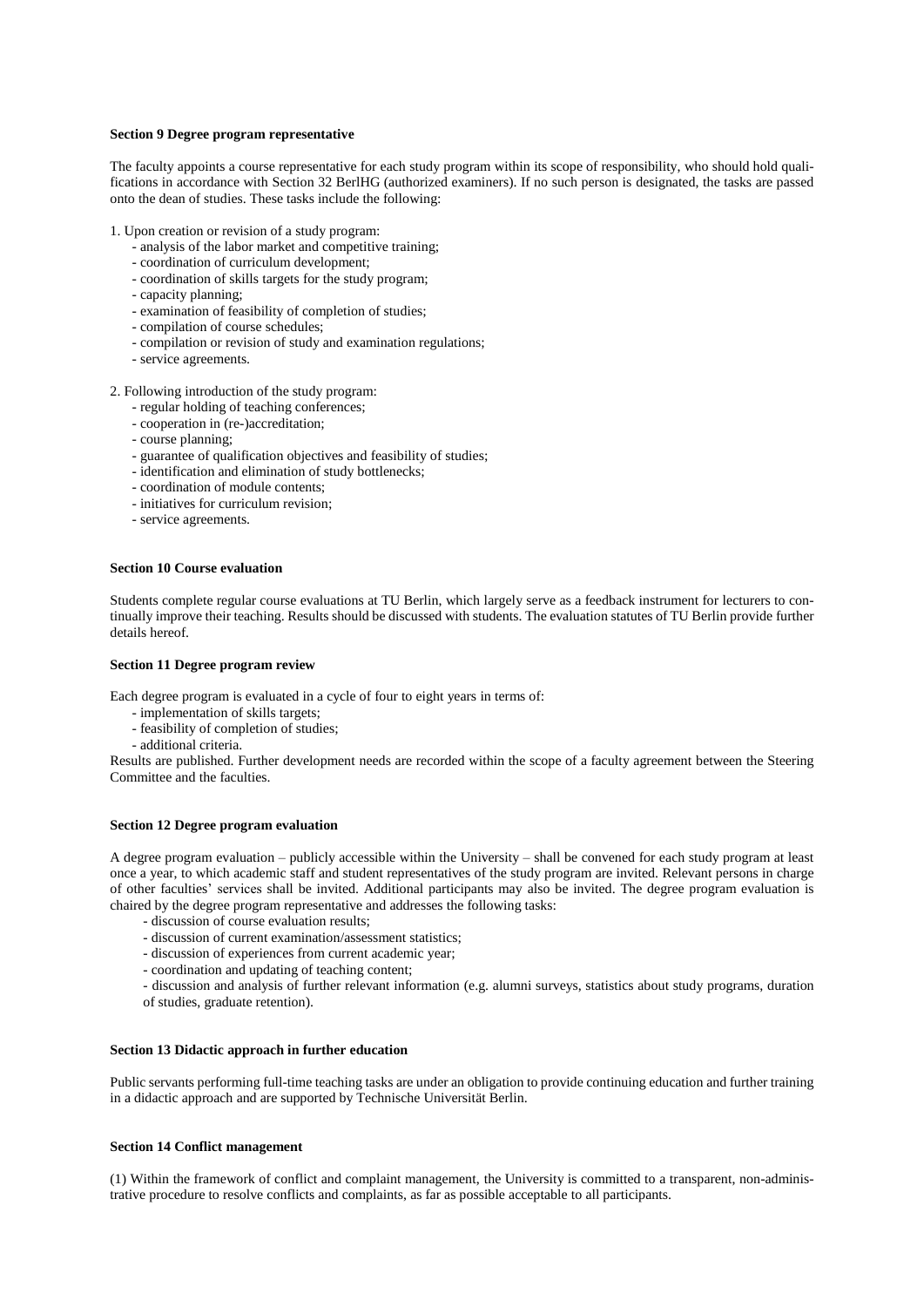#### Section 9 Degree program representative

The faculty appoints a course representative for each study program within its scope of responsibility, who should hold qualifications in accordance with Section 32 BerlHG (authorized examiners). If no such person is designated, the tasks are passed onto the dean of studies. These tasks include the following:

1. Upon creation or revision of a study program:
   - analysis of the labor market and competitive training;
   - coordination of curriculum development;
   - coordination of skills targets for the study program;
   - capacity planning;
   - examination of feasibility of completion of studies;
   - compilation of course schedules;
   - compilation or revision of study and examination regulations;
   - service agreements.

2. Following introduction of the study program:
   - regular holding of teaching conferences;
   - cooperation in (re-)accreditation;
   - course planning;
   - guarantee of qualification objectives and feasibility of studies;
   - identification and elimination of study bottlenecks;
   - coordination of module contents;
   - initiatives for curriculum revision;
   - service agreements.

#### Section 10 Course evaluation

Students complete regular course evaluations at TU Berlin, which largely serve as a feedback instrument for lecturers to continually improve their teaching. Results should be discussed with students. The evaluation statutes of TU Berlin provide further details hereof.

#### Section 11 Degree program review

Each degree program is evaluated in a cycle of four to eight years in terms of:
- implementation of skills targets;
- feasibility of completion of studies;
- additional criteria.

Results are published. Further development needs are recorded within the scope of a faculty agreement between the Steering Committee and the faculties.

#### Section 12 Degree program evaluation

A degree program evaluation – publicly accessible within the University – shall be convened for each study program at least once a year, to which academic staff and student representatives of the study program are invited. Relevant persons in charge of other faculties' services shall be invited. Additional participants may also be invited. The degree program evaluation is chaired by the degree program representative and addresses the following tasks:
- discussion of course evaluation results;
- discussion of current examination/assessment statistics;
- discussion of experiences from current academic year;
- coordination and updating of teaching content;
- discussion and analysis of further relevant information (e.g. alumni surveys, statistics about study programs, duration of studies, graduate retention).

#### Section 13 Didactic approach in further education

Public servants performing full-time teaching tasks are under an obligation to provide continuing education and further training in a didactic approach and are supported by Technische Universität Berlin.

#### Section 14 Conflict management

(1) Within the framework of conflict and complaint management, the University is committed to a transparent, non-administrative procedure to resolve conflicts and complaints, as far as possible acceptable to all participants.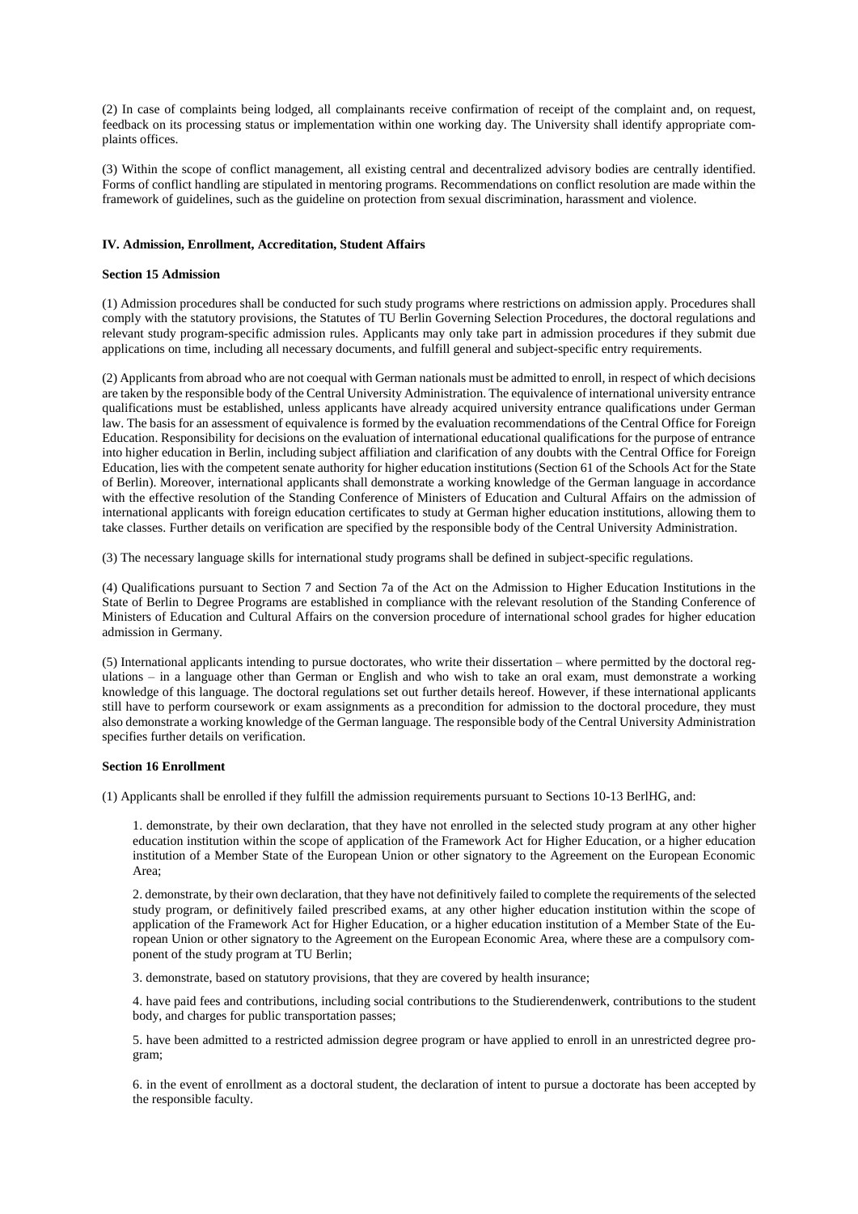(2) In case of complaints being lodged, all complainants receive confirmation of receipt of the complaint and, on request, feedback on its processing status or implementation within one working day. The University shall identify appropriate complaints offices.

(3) Within the scope of conflict management, all existing central and decentralized advisory bodies are centrally identified. Forms of conflict handling are stipulated in mentoring programs. Recommendations on conflict resolution are made within the framework of guidelines, such as the guideline on protection from sexual discrimination, harassment and violence.

## IV. Admission, Enrollment, Accreditation, Student Affairs

### Section 15 Admission

(1) Admission procedures shall be conducted for such study programs where restrictions on admission apply. Procedures shall comply with the statutory provisions, the Statutes of TU Berlin Governing Selection Procedures, the doctoral regulations and relevant study program-specific admission rules. Applicants may only take part in admission procedures if they submit due applications on time, including all necessary documents, and fulfill general and subject-specific entry requirements.

(2) Applicants from abroad who are not coequal with German nationals must be admitted to enroll, in respect of which decisions are taken by the responsible body of the Central University Administration. The equivalence of international university entrance qualifications must be established, unless applicants have already acquired university entrance qualifications under German law. The basis for an assessment of equivalence is formed by the evaluation recommendations of the Central Office for Foreign Education. Responsibility for decisions on the evaluation of international educational qualifications for the purpose of entrance into higher education in Berlin, including subject affiliation and clarification of any doubts with the Central Office for Foreign Education, lies with the competent senate authority for higher education institutions (Section 61 of the Schools Act for the State of Berlin). Moreover, international applicants shall demonstrate a working knowledge of the German language in accordance with the effective resolution of the Standing Conference of Ministers of Education and Cultural Affairs on the admission of international applicants with foreign education certificates to study at German higher education institutions, allowing them to take classes. Further details on verification are specified by the responsible body of the Central University Administration.

(3) The necessary language skills for international study programs shall be defined in subject-specific regulations.

(4) Qualifications pursuant to Section 7 and Section 7a of the Act on the Admission to Higher Education Institutions in the State of Berlin to Degree Programs are established in compliance with the relevant resolution of the Standing Conference of Ministers of Education and Cultural Affairs on the conversion procedure of international school grades for higher education admission in Germany.

(5) International applicants intending to pursue doctorates, who write their dissertation – where permitted by the doctoral regulations – in a language other than German or English and who wish to take an oral exam, must demonstrate a working knowledge of this language. The doctoral regulations set out further details hereof. However, if these international applicants still have to perform coursework or exam assignments as a precondition for admission to the doctoral procedure, they must also demonstrate a working knowledge of the German language. The responsible body of the Central University Administration specifies further details on verification.

### Section 16 Enrollment

(1) Applicants shall be enrolled if they fulfill the admission requirements pursuant to Sections 10-13 BerlHG, and:

1. demonstrate, by their own declaration, that they have not enrolled in the selected study program at any other higher education institution within the scope of application of the Framework Act for Higher Education, or a higher education institution of a Member State of the European Union or other signatory to the Agreement on the European Economic Area;

2. demonstrate, by their own declaration, that they have not definitively failed to complete the requirements of the selected study program, or definitively failed prescribed exams, at any other higher education institution within the scope of application of the Framework Act for Higher Education, or a higher education institution of a Member State of the European Union or other signatory to the Agreement on the European Economic Area, where these are a compulsory component of the study program at TU Berlin;

3. demonstrate, based on statutory provisions, that they are covered by health insurance;

4. have paid fees and contributions, including social contributions to the Studierendenwerk, contributions to the student body, and charges for public transportation passes;

5. have been admitted to a restricted admission degree program or have applied to enroll in an unrestricted degree program;

6. in the event of enrollment as a doctoral student, the declaration of intent to pursue a doctorate has been accepted by the responsible faculty.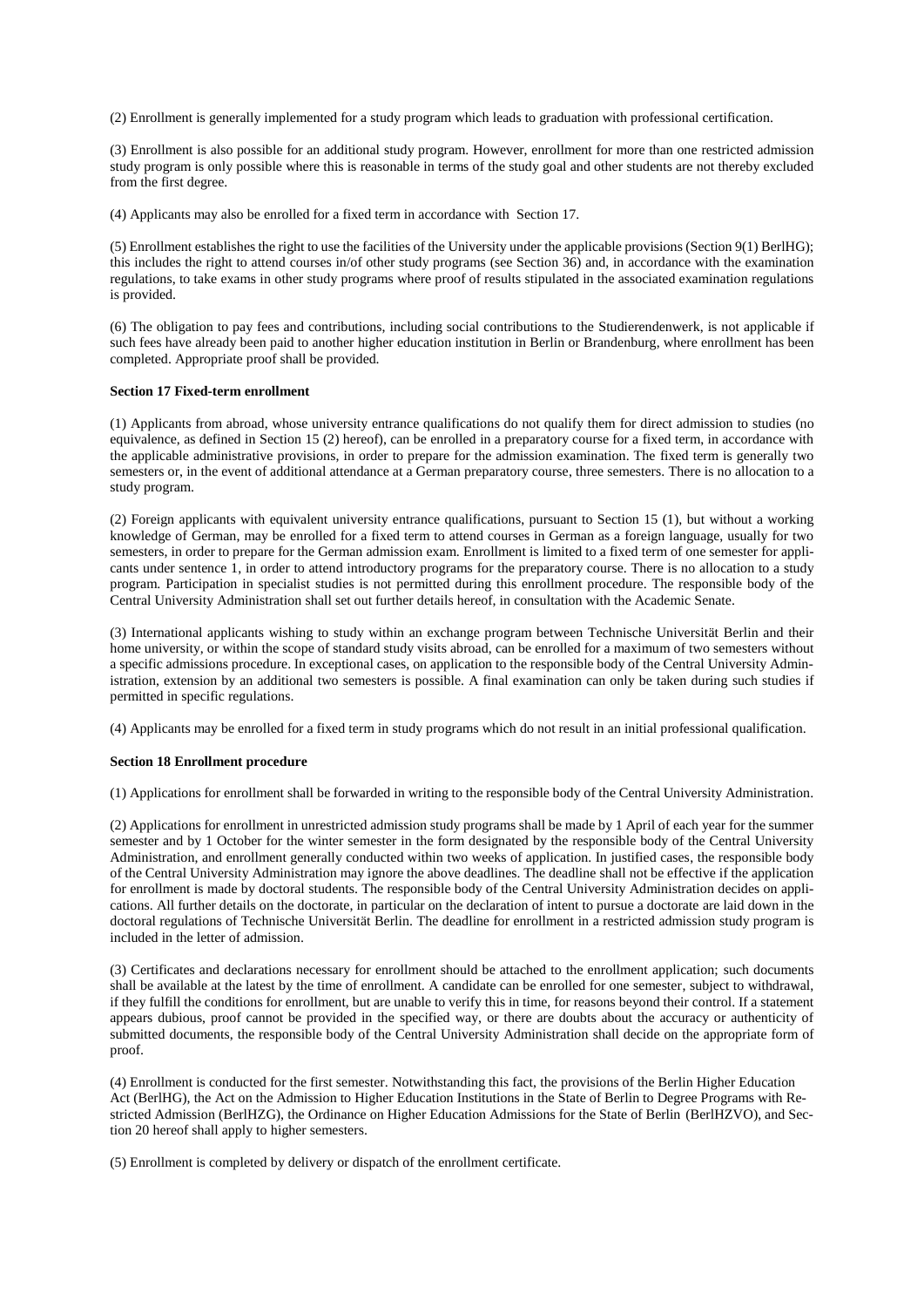(2) Enrollment is generally implemented for a study program which leads to graduation with professional certification.

(3) Enrollment is also possible for an additional study program. However, enrollment for more than one restricted admission study program is only possible where this is reasonable in terms of the study goal and other students are not thereby excluded from the first degree.

(4) Applicants may also be enrolled for a fixed term in accordance with Section 17.

(5) Enrollment establishes the right to use the facilities of the University under the applicable provisions (Section 9(1) BerlHG); this includes the right to attend courses in/of other study programs (see Section 36) and, in accordance with the examination regulations, to take exams in other study programs where proof of results stipulated in the associated examination regulations is provided.

(6) The obligation to pay fees and contributions, including social contributions to the Studierendenwerk, is not applicable if such fees have already been paid to another higher education institution in Berlin or Brandenburg, where enrollment has been completed. Appropriate proof shall be provided.

**Section 17 Fixed-term enrollment**

(1) Applicants from abroad, whose university entrance qualifications do not qualify them for direct admission to studies (no equivalence, as defined in Section 15 (2) hereof), can be enrolled in a preparatory course for a fixed term, in accordance with the applicable administrative provisions, in order to prepare for the admission examination. The fixed term is generally two semesters or, in the event of additional attendance at a German preparatory course, three semesters. There is no allocation to a study program.

(2) Foreign applicants with equivalent university entrance qualifications, pursuant to Section 15 (1), but without a working knowledge of German, may be enrolled for a fixed term to attend courses in German as a foreign language, usually for two semesters, in order to prepare for the German admission exam. Enrollment is limited to a fixed term of one semester for applicants under sentence 1, in order to attend introductory programs for the preparatory course. There is no allocation to a study program. Participation in specialist studies is not permitted during this enrollment procedure. The responsible body of the Central University Administration shall set out further details hereof, in consultation with the Academic Senate.

(3) International applicants wishing to study within an exchange program between Technische Universität Berlin and their home university, or within the scope of standard study visits abroad, can be enrolled for a maximum of two semesters without a specific admissions procedure. In exceptional cases, on application to the responsible body of the Central University Administration, extension by an additional two semesters is possible. A final examination can only be taken during such studies if permitted in specific regulations.

(4) Applicants may be enrolled for a fixed term in study programs which do not result in an initial professional qualification.

**Section 18 Enrollment procedure**

(1) Applications for enrollment shall be forwarded in writing to the responsible body of the Central University Administration.

(2) Applications for enrollment in unrestricted admission study programs shall be made by 1 April of each year for the summer semester and by 1 October for the winter semester in the form designated by the responsible body of the Central University Administration, and enrollment generally conducted within two weeks of application. In justified cases, the responsible body of the Central University Administration may ignore the above deadlines. The deadline shall not be effective if the application for enrollment is made by doctoral students. The responsible body of the Central University Administration decides on applications. All further details on the doctorate, in particular on the declaration of intent to pursue a doctorate are laid down in the doctoral regulations of Technische Universität Berlin. The deadline for enrollment in a restricted admission study program is included in the letter of admission.

(3) Certificates and declarations necessary for enrollment should be attached to the enrollment application; such documents shall be available at the latest by the time of enrollment. A candidate can be enrolled for one semester, subject to withdrawal, if they fulfill the conditions for enrollment, but are unable to verify this in time, for reasons beyond their control. If a statement appears dubious, proof cannot be provided in the specified way, or there are doubts about the accuracy or authenticity of submitted documents, the responsible body of the Central University Administration shall decide on the appropriate form of proof.

(4) Enrollment is conducted for the first semester. Notwithstanding this fact, the provisions of the Berlin Higher Education Act (BerlHG), the Act on the Admission to Higher Education Institutions in the State of Berlin to Degree Programs with Restricted Admission (BerlHZG), the Ordinance on Higher Education Admissions for the State of Berlin (BerlHZVO), and Section 20 hereof shall apply to higher semesters.

(5) Enrollment is completed by delivery or dispatch of the enrollment certificate.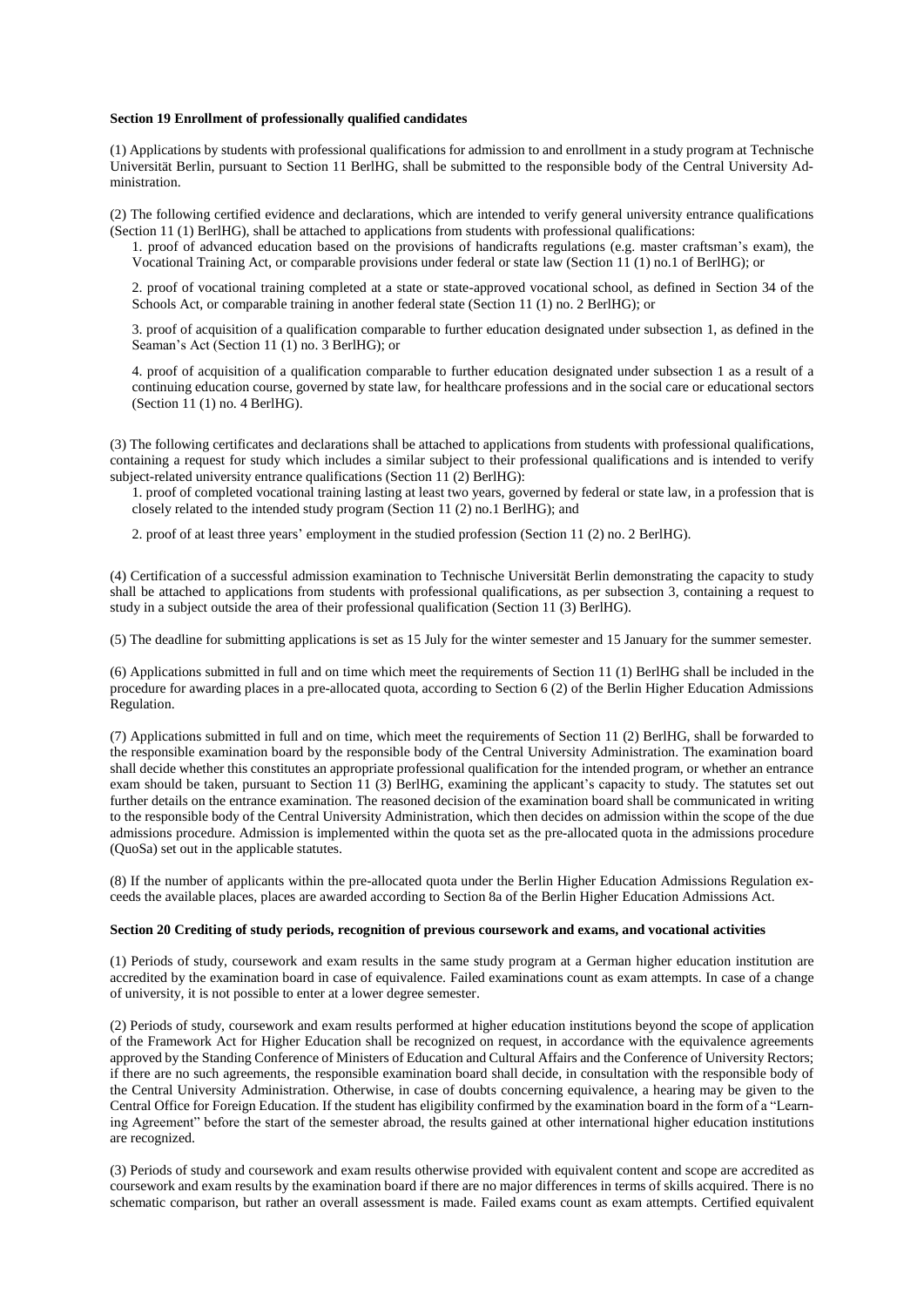**Section 19 Enrollment of professionally qualified candidates**

(1) Applications by students with professional qualifications for admission to and enrollment in a study program at Technische Universität Berlin, pursuant to Section 11 BerlHG, shall be submitted to the responsible body of the Central University Administration.

(2) The following certified evidence and declarations, which are intended to verify general university entrance qualifications (Section 11 (1) BerlHG), shall be attached to applications from students with professional qualifications:

1. proof of advanced education based on the provisions of handicrafts regulations (e.g. master craftsman's exam), the Vocational Training Act, or comparable provisions under federal or state law (Section 11 (1) no.1 of BerlHG); or

2. proof of vocational training completed at a state or state-approved vocational school, as defined in Section 34 of the Schools Act, or comparable training in another federal state (Section 11 (1) no. 2 BerlHG); or

3. proof of acquisition of a qualification comparable to further education designated under subsection 1, as defined in the Seaman's Act (Section 11 (1) no. 3 BerlHG); or

4. proof of acquisition of a qualification comparable to further education designated under subsection 1 as a result of a continuing education course, governed by state law, for healthcare professions and in the social care or educational sectors (Section 11 (1) no. 4 BerlHG).

(3) The following certificates and declarations shall be attached to applications from students with professional qualifications, containing a request for study which includes a similar subject to their professional qualifications and is intended to verify subject-related university entrance qualifications (Section 11 (2) BerlHG):

1. proof of completed vocational training lasting at least two years, governed by federal or state law, in a profession that is closely related to the intended study program (Section 11 (2) no.1 BerlHG); and

2. proof of at least three years' employment in the studied profession (Section 11 (2) no. 2 BerlHG).

(4) Certification of a successful admission examination to Technische Universität Berlin demonstrating the capacity to study shall be attached to applications from students with professional qualifications, as per subsection 3, containing a request to study in a subject outside the area of their professional qualification (Section 11 (3) BerlHG).

(5) The deadline for submitting applications is set as 15 July for the winter semester and 15 January for the summer semester.

(6) Applications submitted in full and on time which meet the requirements of Section 11 (1) BerlHG shall be included in the procedure for awarding places in a pre-allocated quota, according to Section 6 (2) of the Berlin Higher Education Admissions Regulation.

(7) Applications submitted in full and on time, which meet the requirements of Section 11 (2) BerlHG, shall be forwarded to the responsible examination board by the responsible body of the Central University Administration. The examination board shall decide whether this constitutes an appropriate professional qualification for the intended program, or whether an entrance exam should be taken, pursuant to Section 11 (3) BerlHG, examining the applicant's capacity to study. The statutes set out further details on the entrance examination. The reasoned decision of the examination board shall be communicated in writing to the responsible body of the Central University Administration, which then decides on admission within the scope of the due admissions procedure. Admission is implemented within the quota set as the pre-allocated quota in the admissions procedure (QuoSa) set out in the applicable statutes.

(8) If the number of applicants within the pre-allocated quota under the Berlin Higher Education Admissions Regulation exceeds the available places, places are awarded according to Section 8a of the Berlin Higher Education Admissions Act.

**Section 20 Crediting of study periods, recognition of previous coursework and exams, and vocational activities**

(1) Periods of study, coursework and exam results in the same study program at a German higher education institution are accredited by the examination board in case of equivalence. Failed examinations count as exam attempts. In case of a change of university, it is not possible to enter at a lower degree semester.

(2) Periods of study, coursework and exam results performed at higher education institutions beyond the scope of application of the Framework Act for Higher Education shall be recognized on request, in accordance with the equivalence agreements approved by the Standing Conference of Ministers of Education and Cultural Affairs and the Conference of University Rectors; if there are no such agreements, the responsible examination board shall decide, in consultation with the responsible body of the Central University Administration. Otherwise, in case of doubts concerning equivalence, a hearing may be given to the Central Office for Foreign Education. If the student has eligibility confirmed by the examination board in the form of a "Learning Agreement" before the start of the semester abroad, the results gained at other international higher education institutions are recognized.

(3) Periods of study and coursework and exam results otherwise provided with equivalent content and scope are accredited as coursework and exam results by the examination board if there are no major differences in terms of skills acquired. There is no schematic comparison, but rather an overall assessment is made. Failed exams count as exam attempts. Certified equivalent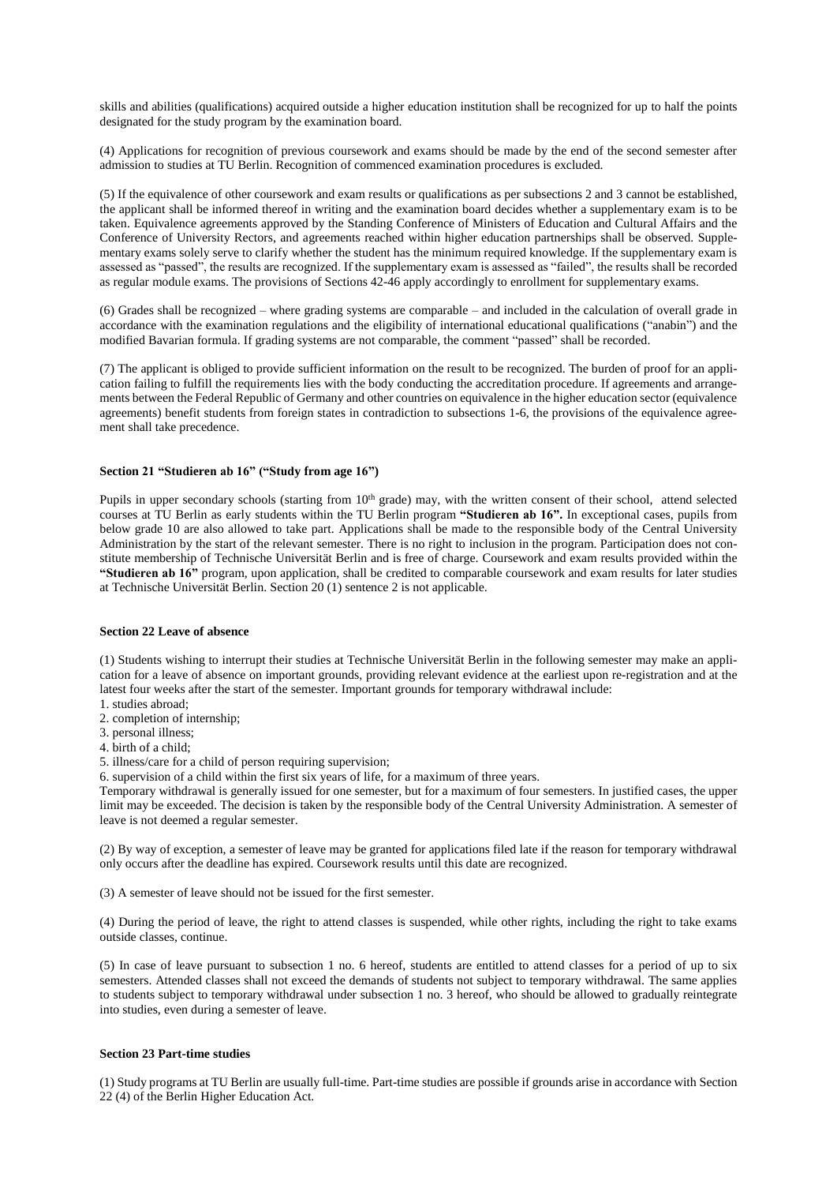skills and abilities (qualifications) acquired outside a higher education institution shall be recognized for up to half the points designated for the study program by the examination board.

(4) Applications for recognition of previous coursework and exams should be made by the end of the second semester after admission to studies at TU Berlin. Recognition of commenced examination procedures is excluded.

(5) If the equivalence of other coursework and exam results or qualifications as per subsections 2 and 3 cannot be established, the applicant shall be informed thereof in writing and the examination board decides whether a supplementary exam is to be taken. Equivalence agreements approved by the Standing Conference of Ministers of Education and Cultural Affairs and the Conference of University Rectors, and agreements reached within higher education partnerships shall be observed. Supplementary exams solely serve to clarify whether the student has the minimum required knowledge. If the supplementary exam is assessed as "passed", the results are recognized. If the supplementary exam is assessed as "failed", the results shall be recorded as regular module exams. The provisions of Sections 42-46 apply accordingly to enrollment for supplementary exams.

(6) Grades shall be recognized – where grading systems are comparable – and included in the calculation of overall grade in accordance with the examination regulations and the eligibility of international educational qualifications ("anabin") and the modified Bavarian formula. If grading systems are not comparable, the comment "passed" shall be recorded.

(7) The applicant is obliged to provide sufficient information on the result to be recognized. The burden of proof for an application failing to fulfill the requirements lies with the body conducting the accreditation procedure. If agreements and arrangements between the Federal Republic of Germany and other countries on equivalence in the higher education sector (equivalence agreements) benefit students from foreign states in contradiction to subsections 1-6, the provisions of the equivalence agreement shall take precedence.

#### Section 21 "Studieren ab 16" ("Study from age 16")

Pupils in upper secondary schools (starting from 10th grade) may, with the written consent of their school, attend selected courses at TU Berlin as early students within the TU Berlin program **"Studieren ab 16".** In exceptional cases, pupils from below grade 10 are also allowed to take part. Applications shall be made to the responsible body of the Central University Administration by the start of the relevant semester. There is no right to inclusion in the program. Participation does not constitute membership of Technische Universität Berlin and is free of charge. Coursework and exam results provided within the **"Studieren ab 16"** program, upon application, shall be credited to comparable coursework and exam results for later studies at Technische Universität Berlin. Section 20 (1) sentence 2 is not applicable.

#### Section 22 Leave of absence

(1) Students wishing to interrupt their studies at Technische Universität Berlin in the following semester may make an application for a leave of absence on important grounds, providing relevant evidence at the earliest upon re-registration and at the latest four weeks after the start of the semester. Important grounds for temporary withdrawal include:
1. studies abroad;
2. completion of internship;
3. personal illness;
4. birth of a child;
5. illness/care for a child of person requiring supervision;
6. supervision of a child within the first six years of life, for a maximum of three years.

Temporary withdrawal is generally issued for one semester, but for a maximum of four semesters. In justified cases, the upper limit may be exceeded. The decision is taken by the responsible body of the Central University Administration. A semester of leave is not deemed a regular semester.

(2) By way of exception, a semester of leave may be granted for applications filed late if the reason for temporary withdrawal only occurs after the deadline has expired. Coursework results until this date are recognized.

(3) A semester of leave should not be issued for the first semester.

(4) During the period of leave, the right to attend classes is suspended, while other rights, including the right to take exams outside classes, continue.

(5) In case of leave pursuant to subsection 1 no. 6 hereof, students are entitled to attend classes for a period of up to six semesters. Attended classes shall not exceed the demands of students not subject to temporary withdrawal. The same applies to students subject to temporary withdrawal under subsection 1 no. 3 hereof, who should be allowed to gradually reintegrate into studies, even during a semester of leave.

#### Section 23 Part-time studies

(1) Study programs at TU Berlin are usually full-time. Part-time studies are possible if grounds arise in accordance with Section 22 (4) of the Berlin Higher Education Act.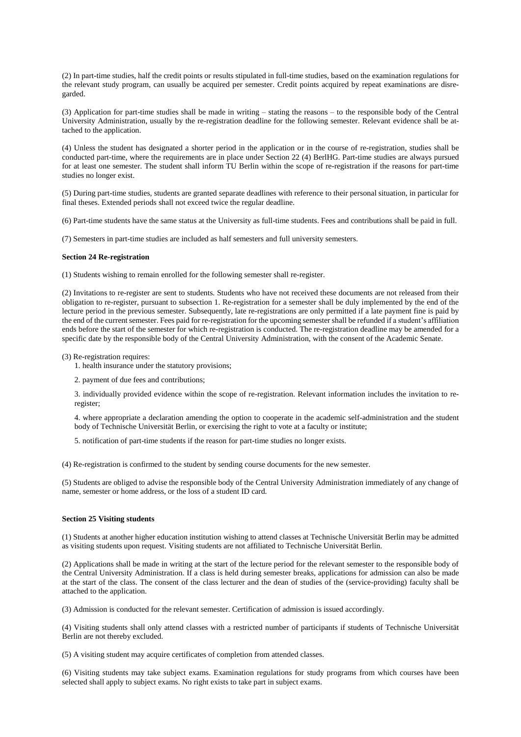(2) In part-time studies, half the credit points or results stipulated in full-time studies, based on the examination regulations for the relevant study program, can usually be acquired per semester. Credit points acquired by repeat examinations are disregarded.

(3) Application for part-time studies shall be made in writing – stating the reasons – to the responsible body of the Central University Administration, usually by the re-registration deadline for the following semester. Relevant evidence shall be attached to the application.

(4) Unless the student has designated a shorter period in the application or in the course of re-registration, studies shall be conducted part-time, where the requirements are in place under Section 22 (4) BerlHG. Part-time studies are always pursued for at least one semester. The student shall inform TU Berlin within the scope of re-registration if the reasons for part-time studies no longer exist.

(5) During part-time studies, students are granted separate deadlines with reference to their personal situation, in particular for final theses. Extended periods shall not exceed twice the regular deadline.

(6) Part-time students have the same status at the University as full-time students. Fees and contributions shall be paid in full.

(7) Semesters in part-time studies are included as half semesters and full university semesters.

**Section 24 Re-registration**

(1) Students wishing to remain enrolled for the following semester shall re-register.

(2) Invitations to re-register are sent to students. Students who have not received these documents are not released from their obligation to re-register, pursuant to subsection 1. Re-registration for a semester shall be duly implemented by the end of the lecture period in the previous semester. Subsequently, late re-registrations are only permitted if a late payment fine is paid by the end of the current semester. Fees paid for re-registration for the upcoming semester shall be refunded if a student's affiliation ends before the start of the semester for which re-registration is conducted. The re-registration deadline may be amended for a specific date by the responsible body of the Central University Administration, with the consent of the Academic Senate.

(3) Re-registration requires:

1. health insurance under the statutory provisions;

2. payment of due fees and contributions;

3. individually provided evidence within the scope of re-registration. Relevant information includes the invitation to re-register;

4. where appropriate a declaration amending the option to cooperate in the academic self-administration and the student body of Technische Universität Berlin, or exercising the right to vote at a faculty or institute;

5. notification of part-time students if the reason for part-time studies no longer exists.

(4) Re-registration is confirmed to the student by sending course documents for the new semester.

(5) Students are obliged to advise the responsible body of the Central University Administration immediately of any change of name, semester or home address, or the loss of a student ID card.

**Section 25 Visiting students**

(1) Students at another higher education institution wishing to attend classes at Technische Universität Berlin may be admitted as visiting students upon request. Visiting students are not affiliated to Technische Universität Berlin.

(2) Applications shall be made in writing at the start of the lecture period for the relevant semester to the responsible body of the Central University Administration. If a class is held during semester breaks, applications for admission can also be made at the start of the class. The consent of the class lecturer and the dean of studies of the (service-providing) faculty shall be attached to the application.

(3) Admission is conducted for the relevant semester. Certification of admission is issued accordingly.

(4) Visiting students shall only attend classes with a restricted number of participants if students of Technische Universität Berlin are not thereby excluded.

(5) A visiting student may acquire certificates of completion from attended classes.

(6) Visiting students may take subject exams. Examination regulations for study programs from which courses have been selected shall apply to subject exams. No right exists to take part in subject exams.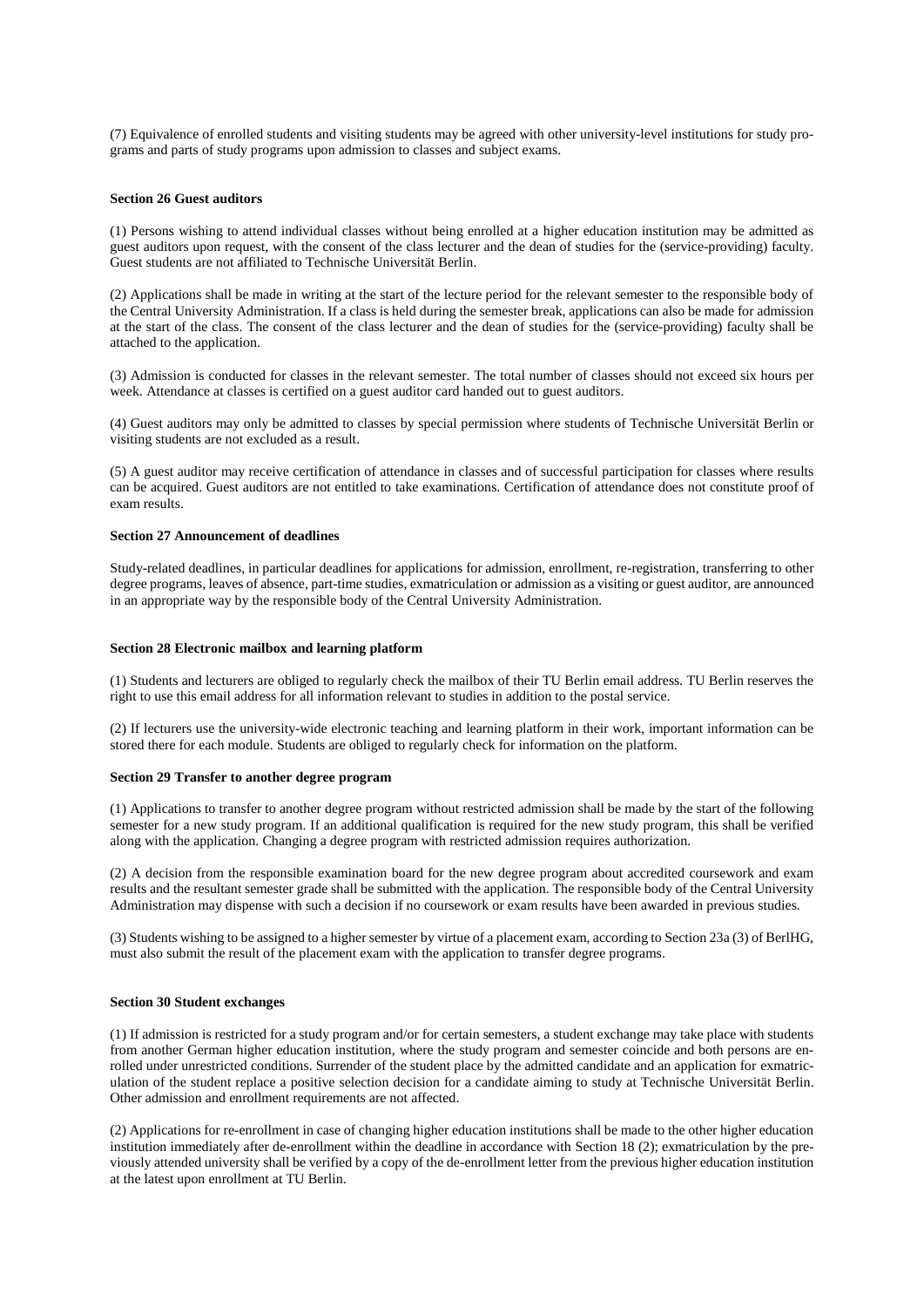(7) Equivalence of enrolled students and visiting students may be agreed with other university-level institutions for study programs and parts of study programs upon admission to classes and subject exams.

### Section 26 Guest auditors

(1) Persons wishing to attend individual classes without being enrolled at a higher education institution may be admitted as guest auditors upon request, with the consent of the class lecturer and the dean of studies for the (service-providing) faculty. Guest students are not affiliated to Technische Universität Berlin.

(2) Applications shall be made in writing at the start of the lecture period for the relevant semester to the responsible body of the Central University Administration. If a class is held during the semester break, applications can also be made for admission at the start of the class. The consent of the class lecturer and the dean of studies for the (service-providing) faculty shall be attached to the application.

(3) Admission is conducted for classes in the relevant semester. The total number of classes should not exceed six hours per week. Attendance at classes is certified on a guest auditor card handed out to guest auditors.

(4) Guest auditors may only be admitted to classes by special permission where students of Technische Universität Berlin or visiting students are not excluded as a result.

(5) A guest auditor may receive certification of attendance in classes and of successful participation for classes where results can be acquired. Guest auditors are not entitled to take examinations. Certification of attendance does not constitute proof of exam results.

### Section 27 Announcement of deadlines

Study-related deadlines, in particular deadlines for applications for admission, enrollment, re-registration, transferring to other degree programs, leaves of absence, part-time studies, exmatriculation or admission as a visiting or guest auditor, are announced in an appropriate way by the responsible body of the Central University Administration.

### Section 28 Electronic mailbox and learning platform

(1) Students and lecturers are obliged to regularly check the mailbox of their TU Berlin email address. TU Berlin reserves the right to use this email address for all information relevant to studies in addition to the postal service.

(2) If lecturers use the university-wide electronic teaching and learning platform in their work, important information can be stored there for each module. Students are obliged to regularly check for information on the platform.

### Section 29 Transfer to another degree program

(1) Applications to transfer to another degree program without restricted admission shall be made by the start of the following semester for a new study program. If an additional qualification is required for the new study program, this shall be verified along with the application. Changing a degree program with restricted admission requires authorization.

(2) A decision from the responsible examination board for the new degree program about accredited coursework and exam results and the resultant semester grade shall be submitted with the application. The responsible body of the Central University Administration may dispense with such a decision if no coursework or exam results have been awarded in previous studies.

(3) Students wishing to be assigned to a higher semester by virtue of a placement exam, according to Section 23a (3) of BerlHG, must also submit the result of the placement exam with the application to transfer degree programs.

### Section 30 Student exchanges

(1) If admission is restricted for a study program and/or for certain semesters, a student exchange may take place with students from another German higher education institution, where the study program and semester coincide and both persons are enrolled under unrestricted conditions. Surrender of the student place by the admitted candidate and an application for exmatriculation of the student replace a positive selection decision for a candidate aiming to study at Technische Universität Berlin. Other admission and enrollment requirements are not affected.

(2) Applications for re-enrollment in case of changing higher education institutions shall be made to the other higher education institution immediately after de-enrollment within the deadline in accordance with Section 18 (2); exmatriculation by the previously attended university shall be verified by a copy of the de-enrollment letter from the previous higher education institution at the latest upon enrollment at TU Berlin.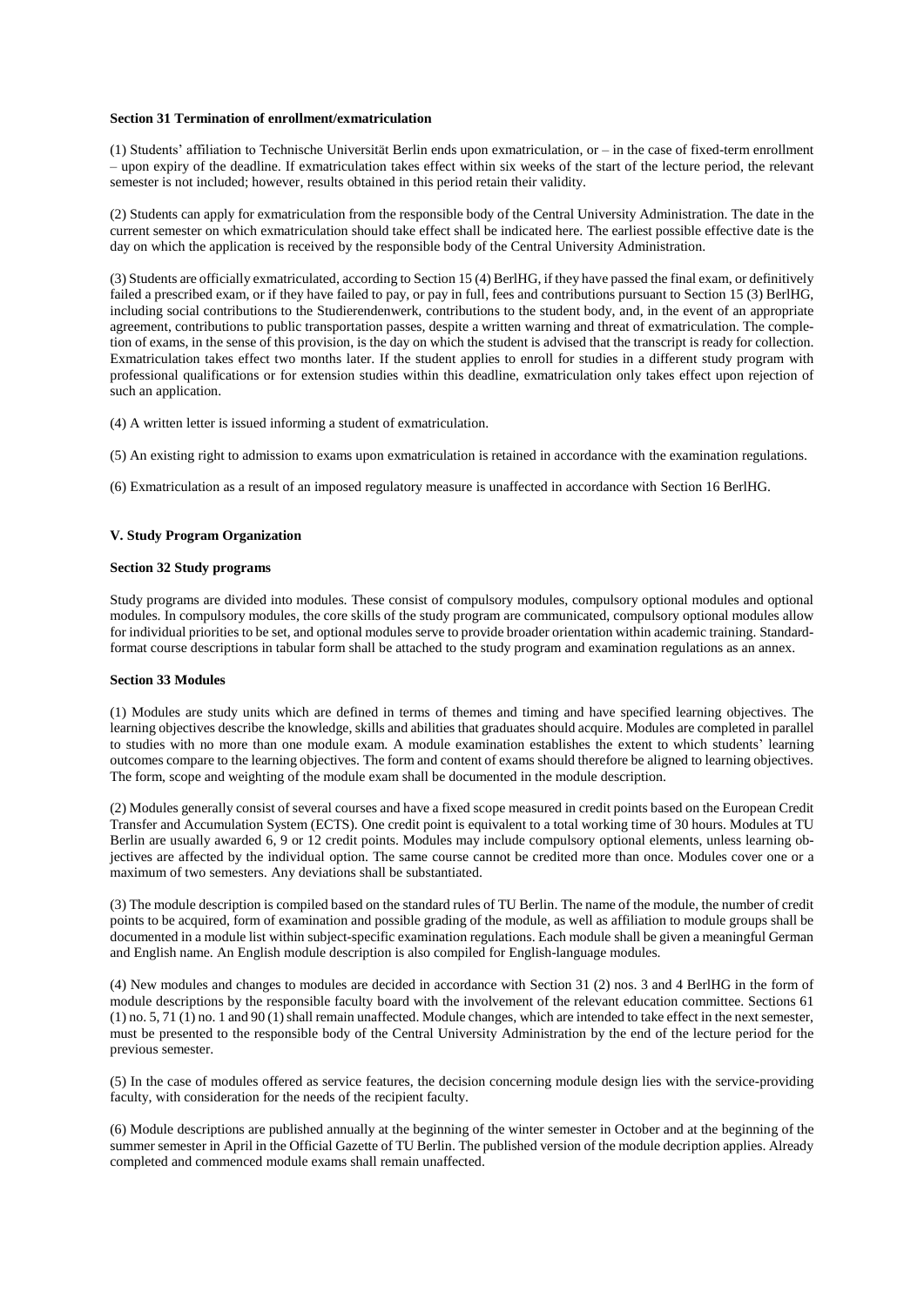**Section 31 Termination of enrollment/exmatriculation**

(1) Students' affiliation to Technische Universität Berlin ends upon exmatriculation, or – in the case of fixed-term enrollment – upon expiry of the deadline. If exmatriculation takes effect within six weeks of the start of the lecture period, the relevant semester is not included; however, results obtained in this period retain their validity.

(2) Students can apply for exmatriculation from the responsible body of the Central University Administration. The date in the current semester on which exmatriculation should take effect shall be indicated here. The earliest possible effective date is the day on which the application is received by the responsible body of the Central University Administration.

(3) Students are officially exmatriculated, according to Section 15 (4) BerlHG, if they have passed the final exam, or definitively failed a prescribed exam, or if they have failed to pay, or pay in full, fees and contributions pursuant to Section 15 (3) BerlHG, including social contributions to the Studierendenwerk, contributions to the student body, and, in the event of an appropriate agreement, contributions to public transportation passes, despite a written warning and threat of exmatriculation. The completion of exams, in the sense of this provision, is the day on which the student is advised that the transcript is ready for collection. Exmatriculation takes effect two months later. If the student applies to enroll for studies in a different study program with professional qualifications or for extension studies within this deadline, exmatriculation only takes effect upon rejection of such an application.

(4) A written letter is issued informing a student of exmatriculation.

(5) An existing right to admission to exams upon exmatriculation is retained in accordance with the examination regulations.

(6) Exmatriculation as a result of an imposed regulatory measure is unaffected in accordance with Section 16 BerlHG.

**V. Study Program Organization**

**Section 32 Study programs**

Study programs are divided into modules. These consist of compulsory modules, compulsory optional modules and optional modules. In compulsory modules, the core skills of the study program are communicated, compulsory optional modules allow for individual priorities to be set, and optional modules serve to provide broader orientation within academic training. Standard-format course descriptions in tabular form shall be attached to the study program and examination regulations as an annex.

**Section 33 Modules**

(1) Modules are study units which are defined in terms of themes and timing and have specified learning objectives. The learning objectives describe the knowledge, skills and abilities that graduates should acquire. Modules are completed in parallel to studies with no more than one module exam. A module examination establishes the extent to which students' learning outcomes compare to the learning objectives. The form and content of exams should therefore be aligned to learning objectives. The form, scope and weighting of the module exam shall be documented in the module description.

(2) Modules generally consist of several courses and have a fixed scope measured in credit points based on the European Credit Transfer and Accumulation System (ECTS). One credit point is equivalent to a total working time of 30 hours. Modules at TU Berlin are usually awarded 6, 9 or 12 credit points. Modules may include compulsory optional elements, unless learning objectives are affected by the individual option. The same course cannot be credited more than once. Modules cover one or a maximum of two semesters. Any deviations shall be substantiated.

(3) The module description is compiled based on the standard rules of TU Berlin. The name of the module, the number of credit points to be acquired, form of examination and possible grading of the module, as well as affiliation to module groups shall be documented in a module list within subject-specific examination regulations. Each module shall be given a meaningful German and English name. An English module description is also compiled for English-language modules.

(4) New modules and changes to modules are decided in accordance with Section 31 (2) nos. 3 and 4 BerlHG in the form of module descriptions by the responsible faculty board with the involvement of the relevant education committee. Sections 61 (1) no. 5, 71 (1) no. 1 and 90 (1) shall remain unaffected. Module changes, which are intended to take effect in the next semester, must be presented to the responsible body of the Central University Administration by the end of the lecture period for the previous semester.

(5) In the case of modules offered as service features, the decision concerning module design lies with the service-providing faculty, with consideration for the needs of the recipient faculty.

(6) Module descriptions are published annually at the beginning of the winter semester in October and at the beginning of the summer semester in April in the Official Gazette of TU Berlin. The published version of the module decription applies. Already completed and commenced module exams shall remain unaffected.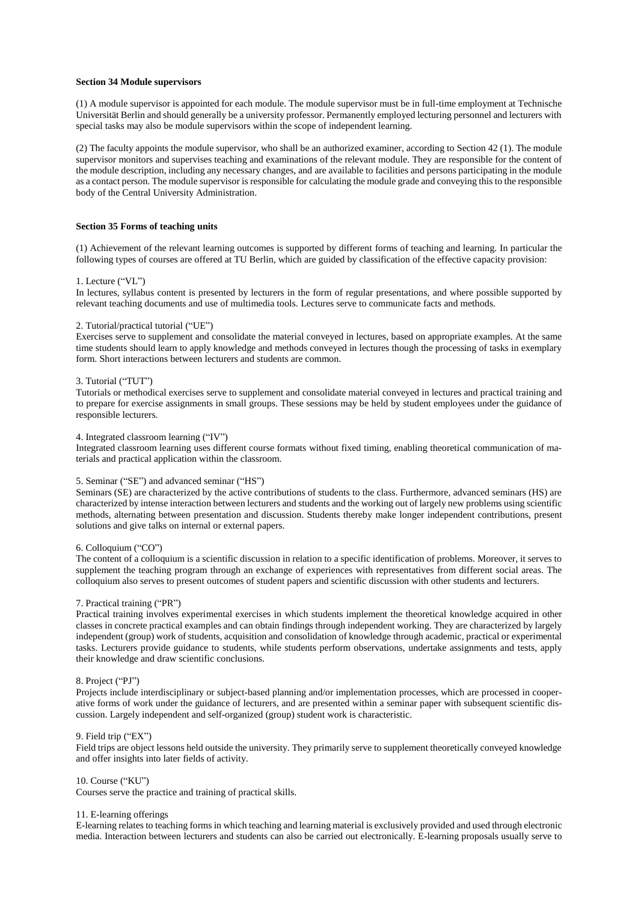**Section 34 Module supervisors**

(1) A module supervisor is appointed for each module. The module supervisor must be in full-time employment at Technische Universität Berlin and should generally be a university professor. Permanently employed lecturing personnel and lecturers with special tasks may also be module supervisors within the scope of independent learning.

(2) The faculty appoints the module supervisor, who shall be an authorized examiner, according to Section 42 (1). The module supervisor monitors and supervises teaching and examinations of the relevant module. They are responsible for the content of the module description, including any necessary changes, and are available to facilities and persons participating in the module as a contact person. The module supervisor is responsible for calculating the module grade and conveying this to the responsible body of the Central University Administration.

**Section 35 Forms of teaching units**

(1) Achievement of the relevant learning outcomes is supported by different forms of teaching and learning. In particular the following types of courses are offered at TU Berlin, which are guided by classification of the effective capacity provision:

1. Lecture ("VL")
In lectures, syllabus content is presented by lecturers in the form of regular presentations, and where possible supported by relevant teaching documents and use of multimedia tools. Lectures serve to communicate facts and methods.

2. Tutorial/practical tutorial ("UE")
Exercises serve to supplement and consolidate the material conveyed in lectures, based on appropriate examples. At the same time students should learn to apply knowledge and methods conveyed in lectures though the processing of tasks in exemplary form. Short interactions between lecturers and students are common.

3. Tutorial ("TUT")
Tutorials or methodical exercises serve to supplement and consolidate material conveyed in lectures and practical training and to prepare for exercise assignments in small groups. These sessions may be held by student employees under the guidance of responsible lecturers.

4. Integrated classroom learning ("IV")
Integrated classroom learning uses different course formats without fixed timing, enabling theoretical communication of materials and practical application within the classroom.

5. Seminar ("SE") and advanced seminar ("HS")
Seminars (SE) are characterized by the active contributions of students to the class. Furthermore, advanced seminars (HS) are characterized by intense interaction between lecturers and students and the working out of largely new problems using scientific methods, alternating between presentation and discussion. Students thereby make longer independent contributions, present solutions and give talks on internal or external papers.

6. Colloquium ("CO")
The content of a colloquium is a scientific discussion in relation to a specific identification of problems. Moreover, it serves to supplement the teaching program through an exchange of experiences with representatives from different social areas. The colloquium also serves to present outcomes of student papers and scientific discussion with other students and lecturers.

7. Practical training ("PR")
Practical training involves experimental exercises in which students implement the theoretical knowledge acquired in other classes in concrete practical examples and can obtain findings through independent working. They are characterized by largely independent (group) work of students, acquisition and consolidation of knowledge through academic, practical or experimental tasks. Lecturers provide guidance to students, while students perform observations, undertake assignments and tests, apply their knowledge and draw scientific conclusions.

8. Project ("PJ")
Projects include interdisciplinary or subject-based planning and/or implementation processes, which are processed in cooperative forms of work under the guidance of lecturers, and are presented within a seminar paper with subsequent scientific discussion. Largely independent and self-organized (group) student work is characteristic.

9. Field trip ("EX")
Field trips are object lessons held outside the university. They primarily serve to supplement theoretically conveyed knowledge and offer insights into later fields of activity.

10. Course ("KU")
Courses serve the practice and training of practical skills.

11. E-learning offerings
E-learning relates to teaching forms in which teaching and learning material is exclusively provided and used through electronic media. Interaction between lecturers and students can also be carried out electronically. E-learning proposals usually serve to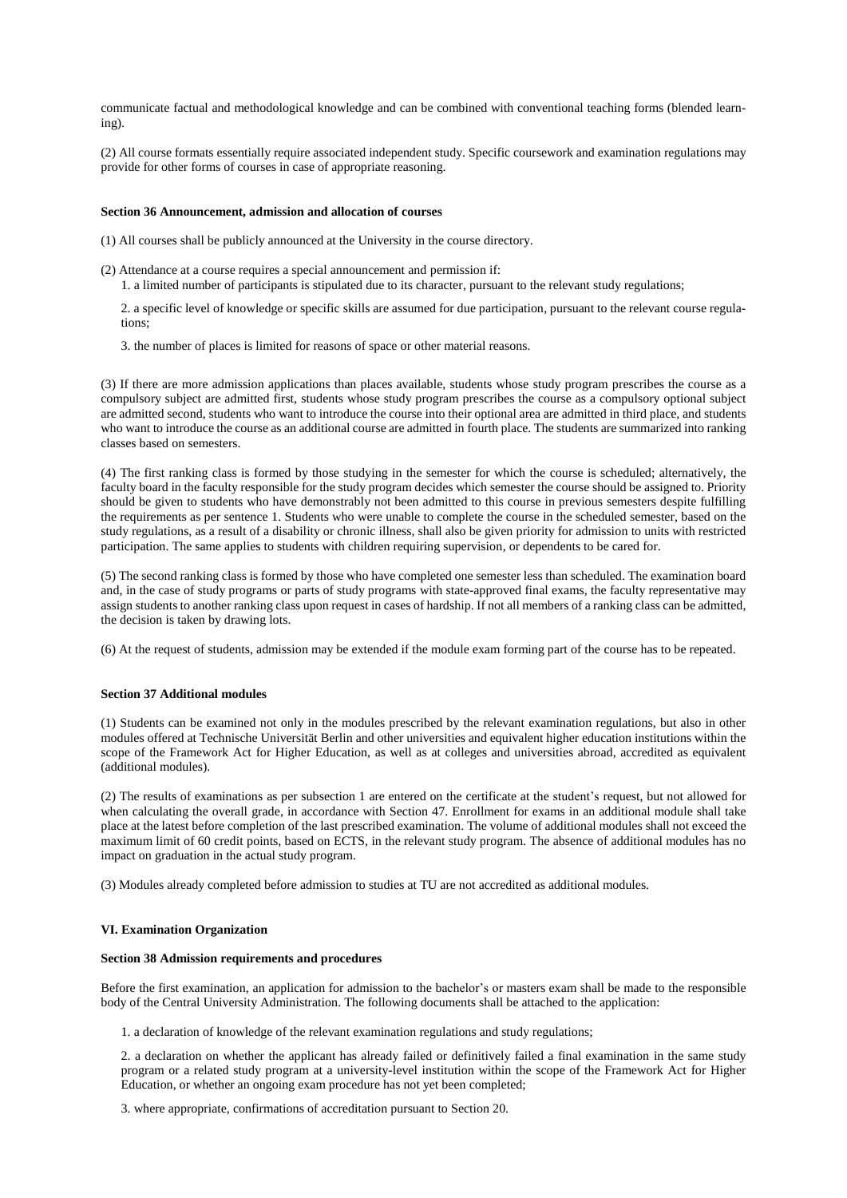communicate factual and methodological knowledge and can be combined with conventional teaching forms (blended learning).

(2) All course formats essentially require associated independent study. Specific coursework and examination regulations may provide for other forms of courses in case of appropriate reasoning.

### Section 36 Announcement, admission and allocation of courses

(1) All courses shall be publicly announced at the University in the course directory.

(2) Attendance at a course requires a special announcement and permission if:

1. a limited number of participants is stipulated due to its character, pursuant to the relevant study regulations;

2. a specific level of knowledge or specific skills are assumed for due participation, pursuant to the relevant course regulations;

3. the number of places is limited for reasons of space or other material reasons.

(3) If there are more admission applications than places available, students whose study program prescribes the course as a compulsory subject are admitted first, students whose study program prescribes the course as a compulsory optional subject are admitted second, students who want to introduce the course into their optional area are admitted in third place, and students who want to introduce the course as an additional course are admitted in fourth place. The students are summarized into ranking classes based on semesters.

(4) The first ranking class is formed by those studying in the semester for which the course is scheduled; alternatively, the faculty board in the faculty responsible for the study program decides which semester the course should be assigned to. Priority should be given to students who have demonstrably not been admitted to this course in previous semesters despite fulfilling the requirements as per sentence 1. Students who were unable to complete the course in the scheduled semester, based on the study regulations, as a result of a disability or chronic illness, shall also be given priority for admission to units with restricted participation. The same applies to students with children requiring supervision, or dependents to be cared for.

(5) The second ranking class is formed by those who have completed one semester less than scheduled. The examination board and, in the case of study programs or parts of study programs with state-approved final exams, the faculty representative may assign students to another ranking class upon request in cases of hardship. If not all members of a ranking class can be admitted, the decision is taken by drawing lots.

(6) At the request of students, admission may be extended if the module exam forming part of the course has to be repeated.

### Section 37 Additional modules

(1) Students can be examined not only in the modules prescribed by the relevant examination regulations, but also in other modules offered at Technische Universität Berlin and other universities and equivalent higher education institutions within the scope of the Framework Act for Higher Education, as well as at colleges and universities abroad, accredited as equivalent (additional modules).

(2) The results of examinations as per subsection 1 are entered on the certificate at the student's request, but not allowed for when calculating the overall grade, in accordance with Section 47. Enrollment for exams in an additional module shall take place at the latest before completion of the last prescribed examination. The volume of additional modules shall not exceed the maximum limit of 60 credit points, based on ECTS, in the relevant study program. The absence of additional modules has no impact on graduation in the actual study program.

(3) Modules already completed before admission to studies at TU are not accredited as additional modules.

## VI. Examination Organization

### Section 38 Admission requirements and procedures

Before the first examination, an application for admission to the bachelor's or masters exam shall be made to the responsible body of the Central University Administration. The following documents shall be attached to the application:

1. a declaration of knowledge of the relevant examination regulations and study regulations;

2. a declaration on whether the applicant has already failed or definitively failed a final examination in the same study program or a related study program at a university-level institution within the scope of the Framework Act for Higher Education, or whether an ongoing exam procedure has not yet been completed;

3. where appropriate, confirmations of accreditation pursuant to Section 20.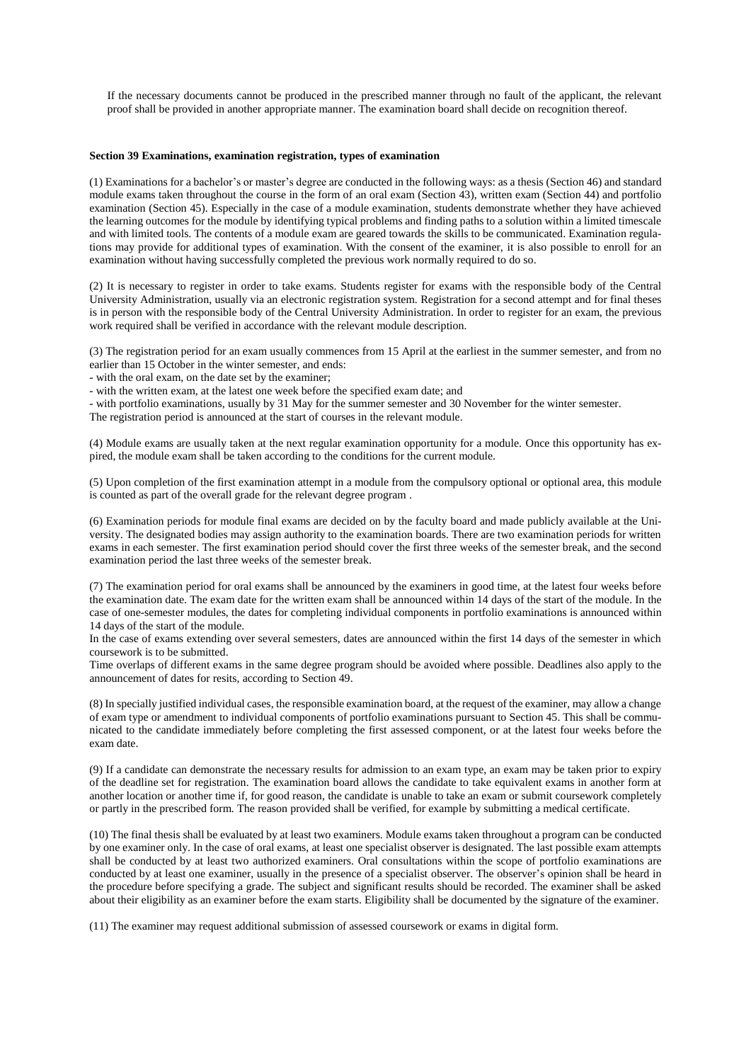If the necessary documents cannot be produced in the prescribed manner through no fault of the applicant, the relevant proof shall be provided in another appropriate manner. The examination board shall decide on recognition thereof.

**Section 39 Examinations, examination registration, types of examination**

(1) Examinations for a bachelor's or master's degree are conducted in the following ways: as a thesis (Section 46) and standard module exams taken throughout the course in the form of an oral exam (Section 43), written exam (Section 44) and portfolio examination (Section 45). Especially in the case of a module examination, students demonstrate whether they have achieved the learning outcomes for the module by identifying typical problems and finding paths to a solution within a limited timescale and with limited tools. The contents of a module exam are geared towards the skills to be communicated. Examination regulations may provide for additional types of examination. With the consent of the examiner, it is also possible to enroll for an examination without having successfully completed the previous work normally required to do so.

(2) It is necessary to register in order to take exams. Students register for exams with the responsible body of the Central University Administration, usually via an electronic registration system. Registration for a second attempt and for final theses is in person with the responsible body of the Central University Administration. In order to register for an exam, the previous work required shall be verified in accordance with the relevant module description.

(3) The registration period for an exam usually commences from 15 April at the earliest in the summer semester, and from no earlier than 15 October in the winter semester, and ends:
- with the oral exam, on the date set by the examiner;
- with the written exam, at the latest one week before the specified exam date; and
- with portfolio examinations, usually by 31 May for the summer semester and 30 November for the winter semester.

The registration period is announced at the start of courses in the relevant module.

(4) Module exams are usually taken at the next regular examination opportunity for a module. Once this opportunity has expired, the module exam shall be taken according to the conditions for the current module.

(5) Upon completion of the first examination attempt in a module from the compulsory optional or optional area, this module is counted as part of the overall grade for the relevant degree program .

(6) Examination periods for module final exams are decided on by the faculty board and made publicly available at the University. The designated bodies may assign authority to the examination boards. There are two examination periods for written exams in each semester. The first examination period should cover the first three weeks of the semester break, and the second examination period the last three weeks of the semester break.

(7) The examination period for oral exams shall be announced by the examiners in good time, at the latest four weeks before the examination date. The exam date for the written exam shall be announced within 14 days of the start of the module. In the case of one-semester modules, the dates for completing individual components in portfolio examinations is announced within 14 days of the start of the module.

In the case of exams extending over several semesters, dates are announced within the first 14 days of the semester in which coursework is to be submitted.

Time overlaps of different exams in the same degree program should be avoided where possible. Deadlines also apply to the announcement of dates for resits, according to Section 49.

(8) In specially justified individual cases, the responsible examination board, at the request of the examiner, may allow a change of exam type or amendment to individual components of portfolio examinations pursuant to Section 45. This shall be communicated to the candidate immediately before completing the first assessed component, or at the latest four weeks before the exam date.

(9) If a candidate can demonstrate the necessary results for admission to an exam type, an exam may be taken prior to expiry of the deadline set for registration. The examination board allows the candidate to take equivalent exams in another form at another location or another time if, for good reason, the candidate is unable to take an exam or submit coursework completely or partly in the prescribed form. The reason provided shall be verified, for example by submitting a medical certificate.

(10) The final thesis shall be evaluated by at least two examiners. Module exams taken throughout a program can be conducted by one examiner only. In the case of oral exams, at least one specialist observer is designated. The last possible exam attempts shall be conducted by at least two authorized examiners. Oral consultations within the scope of portfolio examinations are conducted by at least one examiner, usually in the presence of a specialist observer. The observer's opinion shall be heard in the procedure before specifying a grade. The subject and significant results should be recorded. The examiner shall be asked about their eligibility as an examiner before the exam starts. Eligibility shall be documented by the signature of the examiner.

(11) The examiner may request additional submission of assessed coursework or exams in digital form.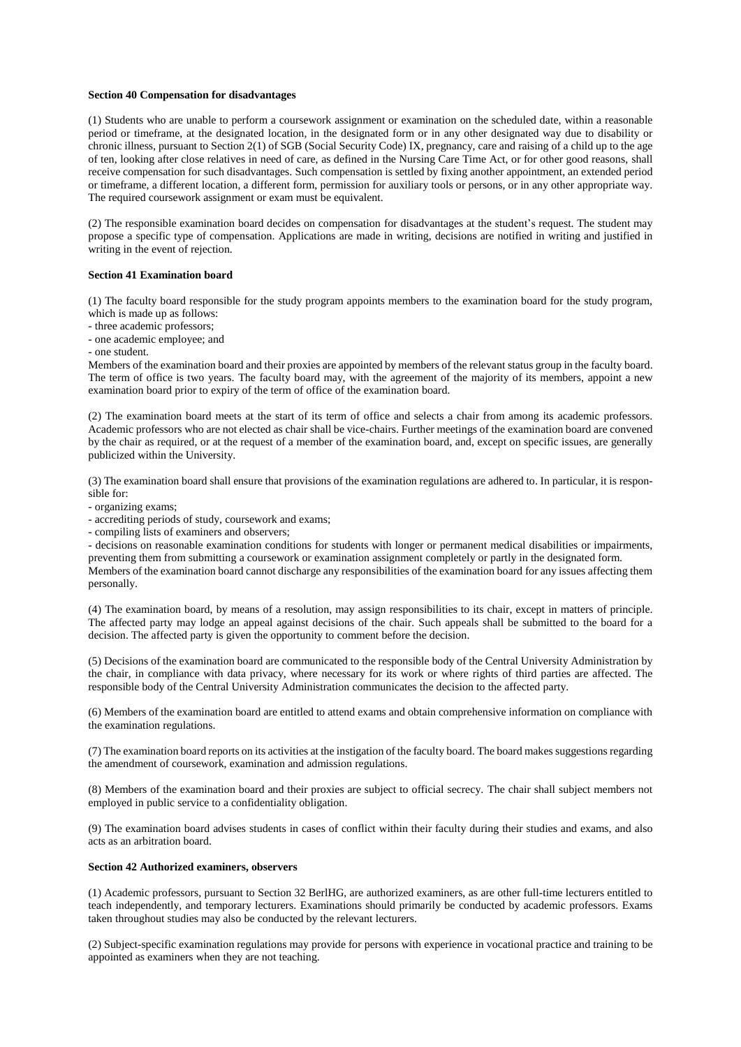**Section 40 Compensation for disadvantages**

(1) Students who are unable to perform a coursework assignment or examination on the scheduled date, within a reasonable period or timeframe, at the designated location, in the designated form or in any other designated way due to disability or chronic illness, pursuant to Section 2(1) of SGB (Social Security Code) IX, pregnancy, care and raising of a child up to the age of ten, looking after close relatives in need of care, as defined in the Nursing Care Time Act, or for other good reasons, shall receive compensation for such disadvantages. Such compensation is settled by fixing another appointment, an extended period or timeframe, a different location, a different form, permission for auxiliary tools or persons, or in any other appropriate way. The required coursework assignment or exam must be equivalent.

(2) The responsible examination board decides on compensation for disadvantages at the student's request. The student may propose a specific type of compensation. Applications are made in writing, decisions are notified in writing and justified in writing in the event of rejection.

**Section 41 Examination board**

(1) The faculty board responsible for the study program appoints members to the examination board for the study program, which is made up as follows:
- three academic professors;
- one academic employee; and
- one student.

Members of the examination board and their proxies are appointed by members of the relevant status group in the faculty board. The term of office is two years. The faculty board may, with the agreement of the majority of its members, appoint a new examination board prior to expiry of the term of office of the examination board.

(2) The examination board meets at the start of its term of office and selects a chair from among its academic professors. Academic professors who are not elected as chair shall be vice-chairs. Further meetings of the examination board are convened by the chair as required, or at the request of a member of the examination board, and, except on specific issues, are generally publicized within the University.

(3) The examination board shall ensure that provisions of the examination regulations are adhered to. In particular, it is responsible for:
- organizing exams;
- accrediting periods of study, coursework and exams;
- compiling lists of examiners and observers;
- decisions on reasonable examination conditions for students with longer or permanent medical disabilities or impairments, preventing them from submitting a coursework or examination assignment completely or partly in the designated form.

Members of the examination board cannot discharge any responsibilities of the examination board for any issues affecting them personally.

(4) The examination board, by means of a resolution, may assign responsibilities to its chair, except in matters of principle. The affected party may lodge an appeal against decisions of the chair. Such appeals shall be submitted to the board for a decision. The affected party is given the opportunity to comment before the decision.

(5) Decisions of the examination board are communicated to the responsible body of the Central University Administration by the chair, in compliance with data privacy, where necessary for its work or where rights of third parties are affected. The responsible body of the Central University Administration communicates the decision to the affected party.

(6) Members of the examination board are entitled to attend exams and obtain comprehensive information on compliance with the examination regulations.

(7) The examination board reports on its activities at the instigation of the faculty board. The board makes suggestions regarding the amendment of coursework, examination and admission regulations.

(8) Members of the examination board and their proxies are subject to official secrecy. The chair shall subject members not employed in public service to a confidentiality obligation.

(9) The examination board advises students in cases of conflict within their faculty during their studies and exams, and also acts as an arbitration board.

**Section 42 Authorized examiners, observers**

(1) Academic professors, pursuant to Section 32 BerlHG, are authorized examiners, as are other full-time lecturers entitled to teach independently, and temporary lecturers. Examinations should primarily be conducted by academic professors. Exams taken throughout studies may also be conducted by the relevant lecturers.

(2) Subject-specific examination regulations may provide for persons with experience in vocational practice and training to be appointed as examiners when they are not teaching.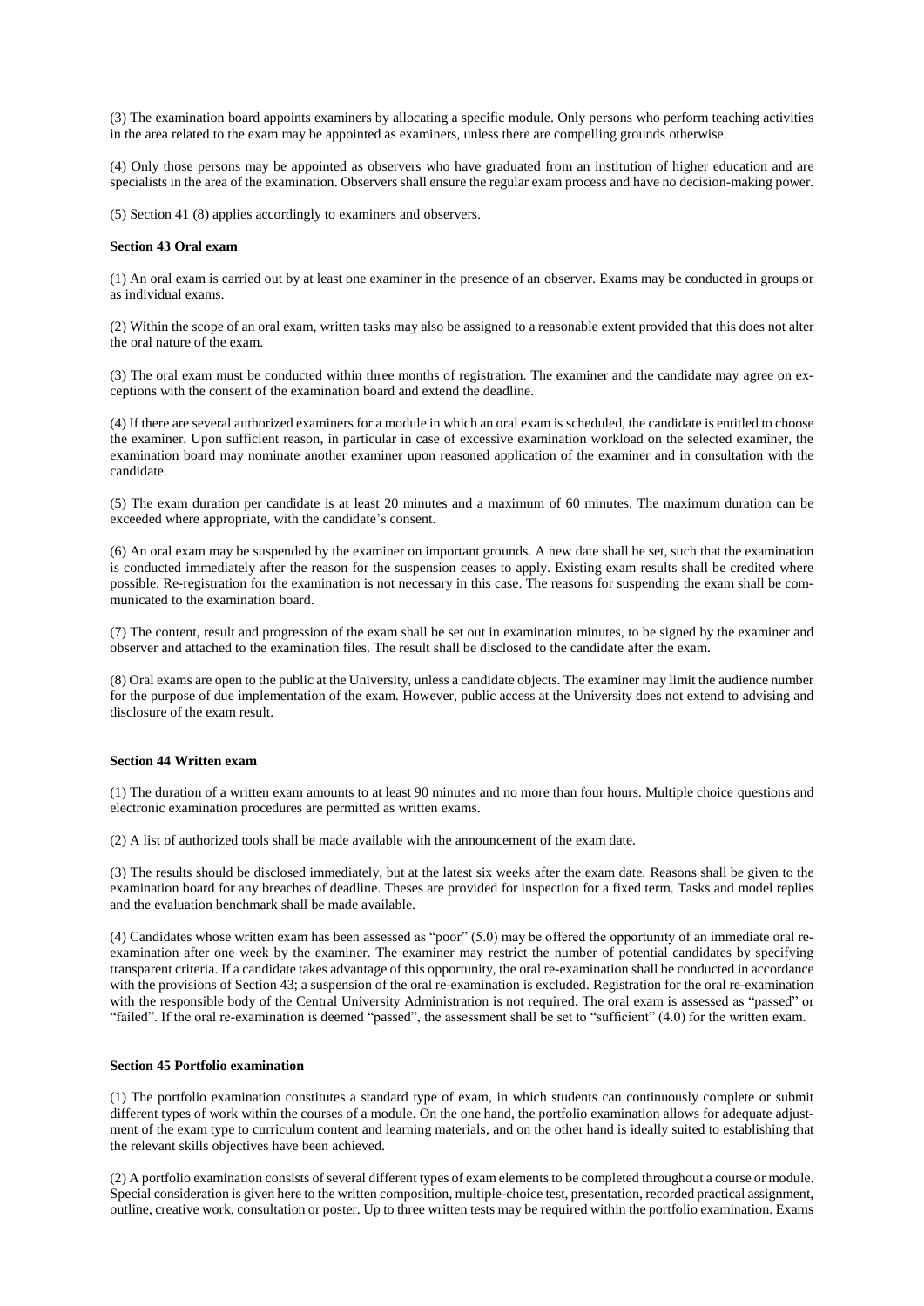(3) The examination board appoints examiners by allocating a specific module. Only persons who perform teaching activities in the area related to the exam may be appointed as examiners, unless there are compelling grounds otherwise.

(4) Only those persons may be appointed as observers who have graduated from an institution of higher education and are specialists in the area of the examination. Observers shall ensure the regular exam process and have no decision-making power.

(5) Section 41 (8) applies accordingly to examiners and observers.

**Section 43 Oral exam**

(1) An oral exam is carried out by at least one examiner in the presence of an observer. Exams may be conducted in groups or as individual exams.

(2) Within the scope of an oral exam, written tasks may also be assigned to a reasonable extent provided that this does not alter the oral nature of the exam.

(3) The oral exam must be conducted within three months of registration. The examiner and the candidate may agree on exceptions with the consent of the examination board and extend the deadline.

(4) If there are several authorized examiners for a module in which an oral exam is scheduled, the candidate is entitled to choose the examiner. Upon sufficient reason, in particular in case of excessive examination workload on the selected examiner, the examination board may nominate another examiner upon reasoned application of the examiner and in consultation with the candidate.

(5) The exam duration per candidate is at least 20 minutes and a maximum of 60 minutes. The maximum duration can be exceeded where appropriate, with the candidate's consent.

(6) An oral exam may be suspended by the examiner on important grounds. A new date shall be set, such that the examination is conducted immediately after the reason for the suspension ceases to apply. Existing exam results shall be credited where possible. Re-registration for the examination is not necessary in this case. The reasons for suspending the exam shall be communicated to the examination board.

(7) The content, result and progression of the exam shall be set out in examination minutes, to be signed by the examiner and observer and attached to the examination files. The result shall be disclosed to the candidate after the exam.

(8) Oral exams are open to the public at the University, unless a candidate objects. The examiner may limit the audience number for the purpose of due implementation of the exam. However, public access at the University does not extend to advising and disclosure of the exam result.

**Section 44 Written exam**

(1) The duration of a written exam amounts to at least 90 minutes and no more than four hours. Multiple choice questions and electronic examination procedures are permitted as written exams.

(2) A list of authorized tools shall be made available with the announcement of the exam date.

(3) The results should be disclosed immediately, but at the latest six weeks after the exam date. Reasons shall be given to the examination board for any breaches of deadline. Theses are provided for inspection for a fixed term. Tasks and model replies and the evaluation benchmark shall be made available.

(4) Candidates whose written exam has been assessed as "poor" (5.0) may be offered the opportunity of an immediate oral re-examination after one week by the examiner. The examiner may restrict the number of potential candidates by specifying transparent criteria. If a candidate takes advantage of this opportunity, the oral re-examination shall be conducted in accordance with the provisions of Section 43; a suspension of the oral re-examination is excluded. Registration for the oral re-examination with the responsible body of the Central University Administration is not required. The oral exam is assessed as "passed" or "failed". If the oral re-examination is deemed "passed", the assessment shall be set to "sufficient" (4.0) for the written exam.

**Section 45 Portfolio examination**

(1) The portfolio examination constitutes a standard type of exam, in which students can continuously complete or submit different types of work within the courses of a module. On the one hand, the portfolio examination allows for adequate adjustment of the exam type to curriculum content and learning materials, and on the other hand is ideally suited to establishing that the relevant skills objectives have been achieved.

(2) A portfolio examination consists of several different types of exam elements to be completed throughout a course or module. Special consideration is given here to the written composition, multiple-choice test, presentation, recorded practical assignment, outline, creative work, consultation or poster. Up to three written tests may be required within the portfolio examination. Exams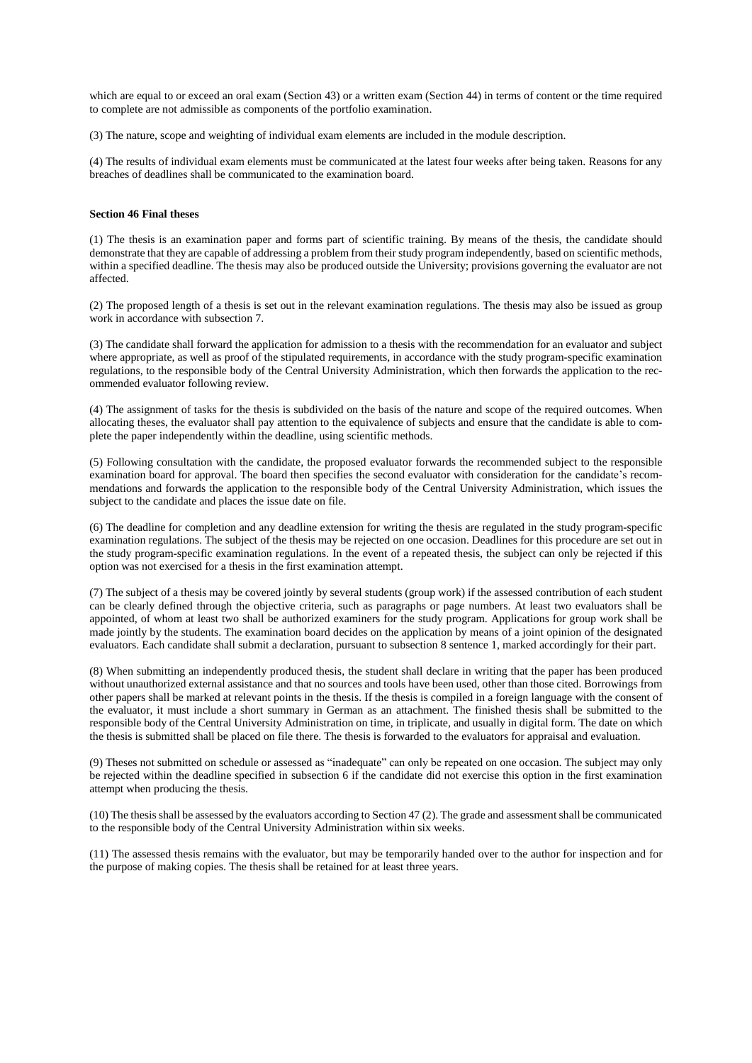which are equal to or exceed an oral exam (Section 43) or a written exam (Section 44) in terms of content or the time required to complete are not admissible as components of the portfolio examination.

(3) The nature, scope and weighting of individual exam elements are included in the module description.

(4) The results of individual exam elements must be communicated at the latest four weeks after being taken. Reasons for any breaches of deadlines shall be communicated to the examination board.

**Section 46 Final theses**

(1) The thesis is an examination paper and forms part of scientific training. By means of the thesis, the candidate should demonstrate that they are capable of addressing a problem from their study program independently, based on scientific methods, within a specified deadline. The thesis may also be produced outside the University; provisions governing the evaluator are not affected.

(2) The proposed length of a thesis is set out in the relevant examination regulations. The thesis may also be issued as group work in accordance with subsection 7.

(3) The candidate shall forward the application for admission to a thesis with the recommendation for an evaluator and subject where appropriate, as well as proof of the stipulated requirements, in accordance with the study program-specific examination regulations, to the responsible body of the Central University Administration, which then forwards the application to the recommended evaluator following review.

(4) The assignment of tasks for the thesis is subdivided on the basis of the nature and scope of the required outcomes. When allocating theses, the evaluator shall pay attention to the equivalence of subjects and ensure that the candidate is able to complete the paper independently within the deadline, using scientific methods.

(5) Following consultation with the candidate, the proposed evaluator forwards the recommended subject to the responsible examination board for approval. The board then specifies the second evaluator with consideration for the candidate's recommendations and forwards the application to the responsible body of the Central University Administration, which issues the subject to the candidate and places the issue date on file.

(6) The deadline for completion and any deadline extension for writing the thesis are regulated in the study program-specific examination regulations. The subject of the thesis may be rejected on one occasion. Deadlines for this procedure are set out in the study program-specific examination regulations. In the event of a repeated thesis, the subject can only be rejected if this option was not exercised for a thesis in the first examination attempt.

(7) The subject of a thesis may be covered jointly by several students (group work) if the assessed contribution of each student can be clearly defined through the objective criteria, such as paragraphs or page numbers. At least two evaluators shall be appointed, of whom at least two shall be authorized examiners for the study program. Applications for group work shall be made jointly by the students. The examination board decides on the application by means of a joint opinion of the designated evaluators. Each candidate shall submit a declaration, pursuant to subsection 8 sentence 1, marked accordingly for their part.

(8) When submitting an independently produced thesis, the student shall declare in writing that the paper has been produced without unauthorized external assistance and that no sources and tools have been used, other than those cited. Borrowings from other papers shall be marked at relevant points in the thesis. If the thesis is compiled in a foreign language with the consent of the evaluator, it must include a short summary in German as an attachment. The finished thesis shall be submitted to the responsible body of the Central University Administration on time, in triplicate, and usually in digital form. The date on which the thesis is submitted shall be placed on file there. The thesis is forwarded to the evaluators for appraisal and evaluation.

(9) Theses not submitted on schedule or assessed as "inadequate" can only be repeated on one occasion. The subject may only be rejected within the deadline specified in subsection 6 if the candidate did not exercise this option in the first examination attempt when producing the thesis.

(10) The thesis shall be assessed by the evaluators according to Section 47 (2). The grade and assessment shall be communicated to the responsible body of the Central University Administration within six weeks.

(11) The assessed thesis remains with the evaluator, but may be temporarily handed over to the author for inspection and for the purpose of making copies. The thesis shall be retained for at least three years.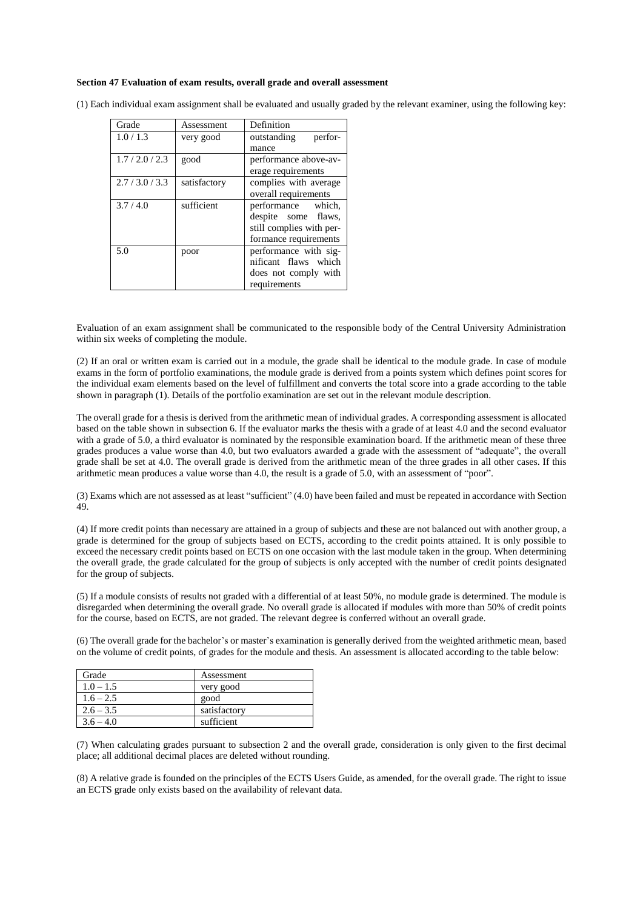**Section 47 Evaluation of exam results, overall grade and overall assessment**

(1) Each individual exam assignment shall be evaluated and usually graded by the relevant examiner, using the following key:

| Grade | Assessment | Definition |
|---|---|---|
| 1.0 / 1.3 | very good | outstanding performance |
| 1.7 / 2.0 / 2.3 | good | performance above-average requirements |
| 2.7 / 3.0 / 3.3 | satisfactory | complies with average overall requirements |
| 3.7 / 4.0 | sufficient | performance which, despite some flaws, still complies with performance requirements |
| 5.0 | poor | performance with significant flaws which does not comply with requirements |

Evaluation of an exam assignment shall be communicated to the responsible body of the Central University Administration within six weeks of completing the module.

(2) If an oral or written exam is carried out in a module, the grade shall be identical to the module grade. In case of module exams in the form of portfolio examinations, the module grade is derived from a points system which defines point scores for the individual exam elements based on the level of fulfillment and converts the total score into a grade according to the table shown in paragraph (1). Details of the portfolio examination are set out in the relevant module description.

The overall grade for a thesis is derived from the arithmetic mean of individual grades. A corresponding assessment is allocated based on the table shown in subsection 6. If the evaluator marks the thesis with a grade of at least 4.0 and the second evaluator with a grade of 5.0, a third evaluator is nominated by the responsible examination board. If the arithmetic mean of these three grades produces a value worse than 4.0, but two evaluators awarded a grade with the assessment of "adequate", the overall grade shall be set at 4.0. The overall grade is derived from the arithmetic mean of the three grades in all other cases. If this arithmetic mean produces a value worse than 4.0, the result is a grade of 5.0, with an assessment of "poor".

(3) Exams which are not assessed as at least "sufficient" (4.0) have been failed and must be repeated in accordance with Section 49.

(4) If more credit points than necessary are attained in a group of subjects and these are not balanced out with another group, a grade is determined for the group of subjects based on ECTS, according to the credit points attained. It is only possible to exceed the necessary credit points based on ECTS on one occasion with the last module taken in the group. When determining the overall grade, the grade calculated for the group of subjects is only accepted with the number of credit points designated for the group of subjects.

(5) If a module consists of results not graded with a differential of at least 50%, no module grade is determined. The module is disregarded when determining the overall grade. No overall grade is allocated if modules with more than 50% of credit points for the course, based on ECTS, are not graded. The relevant degree is conferred without an overall grade.

(6) The overall grade for the bachelor's or master's examination is generally derived from the weighted arithmetic mean, based on the volume of credit points, of grades for the module and thesis. An assessment is allocated according to the table below:

| Grade | Assessment |
|---|---|
| 1.0 – 1.5 | very good |
| 1.6 – 2.5 | good |
| 2.6 – 3.5 | satisfactory |
| 3.6 – 4.0 | sufficient |

(7) When calculating grades pursuant to subsection 2 and the overall grade, consideration is only given to the first decimal place; all additional decimal places are deleted without rounding.

(8) A relative grade is founded on the principles of the ECTS Users Guide, as amended, for the overall grade. The right to issue an ECTS grade only exists based on the availability of relevant data.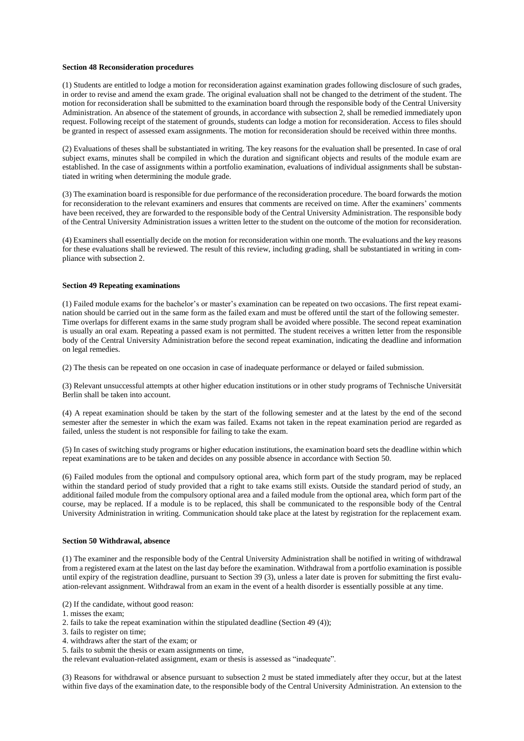**Section 48 Reconsideration procedures**

(1) Students are entitled to lodge a motion for reconsideration against examination grades following disclosure of such grades, in order to revise and amend the exam grade. The original evaluation shall not be changed to the detriment of the student. The motion for reconsideration shall be submitted to the examination board through the responsible body of the Central University Administration. An absence of the statement of grounds, in accordance with subsection 2, shall be remedied immediately upon request. Following receipt of the statement of grounds, students can lodge a motion for reconsideration. Access to files should be granted in respect of assessed exam assignments. The motion for reconsideration should be received within three months.

(2) Evaluations of theses shall be substantiated in writing. The key reasons for the evaluation shall be presented. In case of oral subject exams, minutes shall be compiled in which the duration and significant objects and results of the module exam are established. In the case of assignments within a portfolio examination, evaluations of individual assignments shall be substantiated in writing when determining the module grade.

(3) The examination board is responsible for due performance of the reconsideration procedure. The board forwards the motion for reconsideration to the relevant examiners and ensures that comments are received on time. After the examiners' comments have been received, they are forwarded to the responsible body of the Central University Administration. The responsible body of the Central University Administration issues a written letter to the student on the outcome of the motion for reconsideration.

(4) Examiners shall essentially decide on the motion for reconsideration within one month. The evaluations and the key reasons for these evaluations shall be reviewed. The result of this review, including grading, shall be substantiated in writing in compliance with subsection 2.

**Section 49 Repeating examinations**

(1) Failed module exams for the bachelor's or master's examination can be repeated on two occasions. The first repeat examination should be carried out in the same form as the failed exam and must be offered until the start of the following semester. Time overlaps for different exams in the same study program shall be avoided where possible. The second repeat examination is usually an oral exam. Repeating a passed exam is not permitted. The student receives a written letter from the responsible body of the Central University Administration before the second repeat examination, indicating the deadline and information on legal remedies.

(2) The thesis can be repeated on one occasion in case of inadequate performance or delayed or failed submission.

(3) Relevant unsuccessful attempts at other higher education institutions or in other study programs of Technische Universität Berlin shall be taken into account.

(4) A repeat examination should be taken by the start of the following semester and at the latest by the end of the second semester after the semester in which the exam was failed. Exams not taken in the repeat examination period are regarded as failed, unless the student is not responsible for failing to take the exam.

(5) In cases of switching study programs or higher education institutions, the examination board sets the deadline within which repeat examinations are to be taken and decides on any possible absence in accordance with Section 50.

(6) Failed modules from the optional and compulsory optional area, which form part of the study program, may be replaced within the standard period of study provided that a right to take exams still exists. Outside the standard period of study, an additional failed module from the compulsory optional area and a failed module from the optional area, which form part of the course, may be replaced. If a module is to be replaced, this shall be communicated to the responsible body of the Central University Administration in writing. Communication should take place at the latest by registration for the replacement exam.

**Section 50 Withdrawal, absence**

(1) The examiner and the responsible body of the Central University Administration shall be notified in writing of withdrawal from a registered exam at the latest on the last day before the examination. Withdrawal from a portfolio examination is possible until expiry of the registration deadline, pursuant to Section 39 (3), unless a later date is proven for submitting the first evaluation-relevant assignment. Withdrawal from an exam in the event of a health disorder is essentially possible at any time.

(2) If the candidate, without good reason:
1. misses the exam;
2. fails to take the repeat examination within the stipulated deadline (Section 49 (4));
3. fails to register on time;
4. withdraws after the start of the exam; or
5. fails to submit the thesis or exam assignments on time,

the relevant evaluation-related assignment, exam or thesis is assessed as "inadequate".

(3) Reasons for withdrawal or absence pursuant to subsection 2 must be stated immediately after they occur, but at the latest within five days of the examination date, to the responsible body of the Central University Administration. An extension to the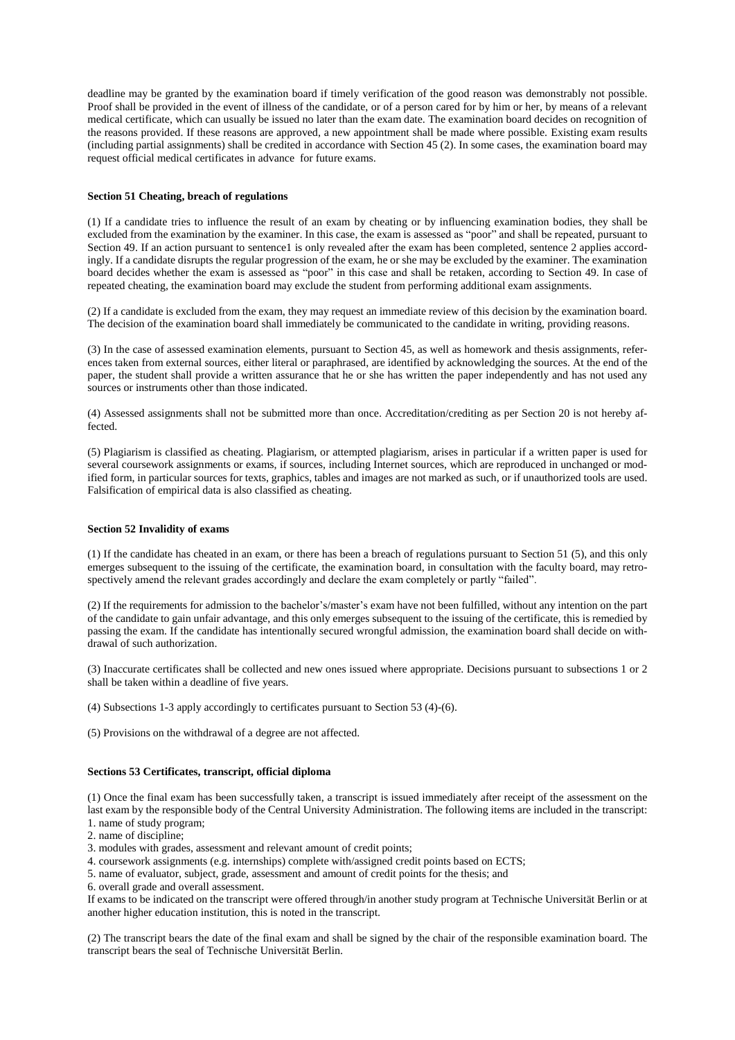deadline may be granted by the examination board if timely verification of the good reason was demonstrably not possible. Proof shall be provided in the event of illness of the candidate, or of a person cared for by him or her, by means of a relevant medical certificate, which can usually be issued no later than the exam date. The examination board decides on recognition of the reasons provided. If these reasons are approved, a new appointment shall be made where possible. Existing exam results (including partial assignments) shall be credited in accordance with Section 45 (2). In some cases, the examination board may request official medical certificates in advance for future exams.

#### Section 51 Cheating, breach of regulations

(1) If a candidate tries to influence the result of an exam by cheating or by influencing examination bodies, they shall be excluded from the examination by the examiner. In this case, the exam is assessed as "poor" and shall be repeated, pursuant to Section 49. If an action pursuant to sentence1 is only revealed after the exam has been completed, sentence 2 applies accordingly. If a candidate disrupts the regular progression of the exam, he or she may be excluded by the examiner. The examination board decides whether the exam is assessed as "poor" in this case and shall be retaken, according to Section 49. In case of repeated cheating, the examination board may exclude the student from performing additional exam assignments.

(2) If a candidate is excluded from the exam, they may request an immediate review of this decision by the examination board. The decision of the examination board shall immediately be communicated to the candidate in writing, providing reasons.

(3) In the case of assessed examination elements, pursuant to Section 45, as well as homework and thesis assignments, references taken from external sources, either literal or paraphrased, are identified by acknowledging the sources. At the end of the paper, the student shall provide a written assurance that he or she has written the paper independently and has not used any sources or instruments other than those indicated.

(4) Assessed assignments shall not be submitted more than once. Accreditation/crediting as per Section 20 is not hereby affected.

(5) Plagiarism is classified as cheating. Plagiarism, or attempted plagiarism, arises in particular if a written paper is used for several coursework assignments or exams, if sources, including Internet sources, which are reproduced in unchanged or modified form, in particular sources for texts, graphics, tables and images are not marked as such, or if unauthorized tools are used. Falsification of empirical data is also classified as cheating.

#### Section 52 Invalidity of exams

(1) If the candidate has cheated in an exam, or there has been a breach of regulations pursuant to Section 51 (5), and this only emerges subsequent to the issuing of the certificate, the examination board, in consultation with the faculty board, may retrospectively amend the relevant grades accordingly and declare the exam completely or partly "failed".

(2) If the requirements for admission to the bachelor's/master's exam have not been fulfilled, without any intention on the part of the candidate to gain unfair advantage, and this only emerges subsequent to the issuing of the certificate, this is remedied by passing the exam. If the candidate has intentionally secured wrongful admission, the examination board shall decide on withdrawal of such authorization.

(3) Inaccurate certificates shall be collected and new ones issued where appropriate. Decisions pursuant to subsections 1 or 2 shall be taken within a deadline of five years.

(4) Subsections 1-3 apply accordingly to certificates pursuant to Section 53 (4)-(6).

(5) Provisions on the withdrawal of a degree are not affected.

#### Sections 53 Certificates, transcript, official diploma

(1) Once the final exam has been successfully taken, a transcript is issued immediately after receipt of the assessment on the last exam by the responsible body of the Central University Administration. The following items are included in the transcript:

1. name of study program;
2. name of discipline;
3. modules with grades, assessment and relevant amount of credit points;
4. coursework assignments (e.g. internships) complete with/assigned credit points based on ECTS;
5. name of evaluator, subject, grade, assessment and amount of credit points for the thesis; and
6. overall grade and overall assessment.

If exams to be indicated on the transcript were offered through/in another study program at Technische Universität Berlin or at another higher education institution, this is noted in the transcript.

(2) The transcript bears the date of the final exam and shall be signed by the chair of the responsible examination board. The transcript bears the seal of Technische Universität Berlin.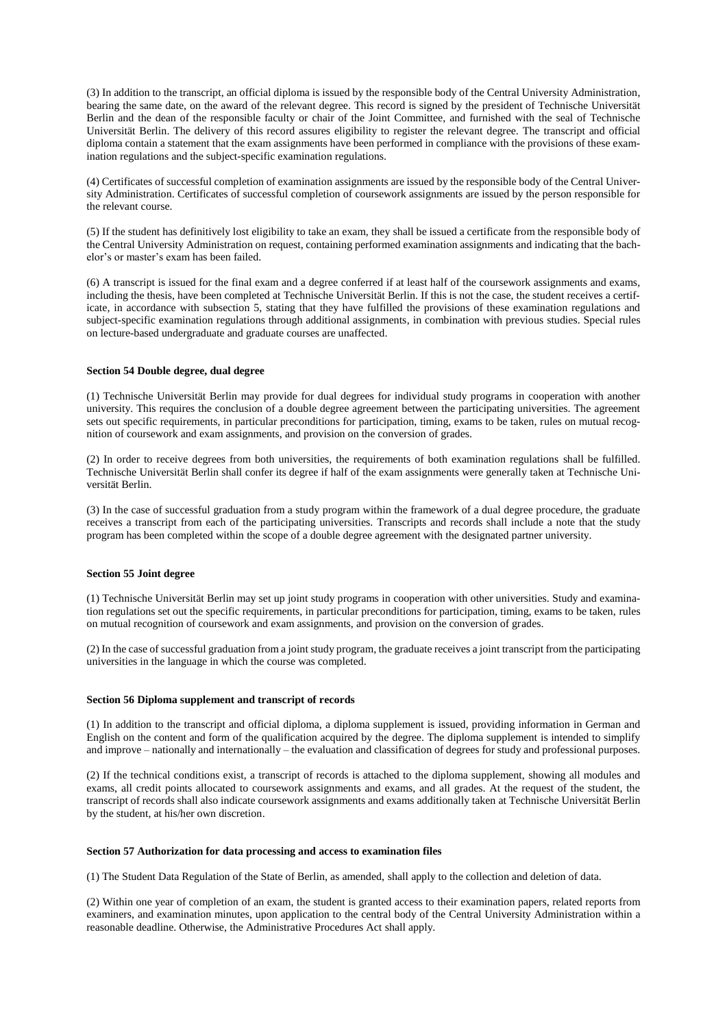(3) In addition to the transcript, an official diploma is issued by the responsible body of the Central University Administration, bearing the same date, on the award of the relevant degree. This record is signed by the president of Technische Universität Berlin and the dean of the responsible faculty or chair of the Joint Committee, and furnished with the seal of Technische Universität Berlin. The delivery of this record assures eligibility to register the relevant degree. The transcript and official diploma contain a statement that the exam assignments have been performed in compliance with the provisions of these examination regulations and the subject-specific examination regulations.

(4) Certificates of successful completion of examination assignments are issued by the responsible body of the Central University Administration. Certificates of successful completion of coursework assignments are issued by the person responsible for the relevant course.

(5) If the student has definitively lost eligibility to take an exam, they shall be issued a certificate from the responsible body of the Central University Administration on request, containing performed examination assignments and indicating that the bachelor's or master's exam has been failed.

(6) A transcript is issued for the final exam and a degree conferred if at least half of the coursework assignments and exams, including the thesis, have been completed at Technische Universität Berlin. If this is not the case, the student receives a certificate, in accordance with subsection 5, stating that they have fulfilled the provisions of these examination regulations and subject-specific examination regulations through additional assignments, in combination with previous studies. Special rules on lecture-based undergraduate and graduate courses are unaffected.

#### Section 54 Double degree, dual degree

(1) Technische Universität Berlin may provide for dual degrees for individual study programs in cooperation with another university. This requires the conclusion of a double degree agreement between the participating universities. The agreement sets out specific requirements, in particular preconditions for participation, timing, exams to be taken, rules on mutual recognition of coursework and exam assignments, and provision on the conversion of grades.

(2) In order to receive degrees from both universities, the requirements of both examination regulations shall be fulfilled. Technische Universität Berlin shall confer its degree if half of the exam assignments were generally taken at Technische Universität Berlin.

(3) In the case of successful graduation from a study program within the framework of a dual degree procedure, the graduate receives a transcript from each of the participating universities. Transcripts and records shall include a note that the study program has been completed within the scope of a double degree agreement with the designated partner university.

#### Section 55 Joint degree

(1) Technische Universität Berlin may set up joint study programs in cooperation with other universities. Study and examination regulations set out the specific requirements, in particular preconditions for participation, timing, exams to be taken, rules on mutual recognition of coursework and exam assignments, and provision on the conversion of grades.

(2) In the case of successful graduation from a joint study program, the graduate receives a joint transcript from the participating universities in the language in which the course was completed.

#### Section 56 Diploma supplement and transcript of records

(1) In addition to the transcript and official diploma, a diploma supplement is issued, providing information in German and English on the content and form of the qualification acquired by the degree. The diploma supplement is intended to simplify and improve – nationally and internationally – the evaluation and classification of degrees for study and professional purposes.

(2) If the technical conditions exist, a transcript of records is attached to the diploma supplement, showing all modules and exams, all credit points allocated to coursework assignments and exams, and all grades. At the request of the student, the transcript of records shall also indicate coursework assignments and exams additionally taken at Technische Universität Berlin by the student, at his/her own discretion.

#### Section 57 Authorization for data processing and access to examination files

(1) The Student Data Regulation of the State of Berlin, as amended, shall apply to the collection and deletion of data.

(2) Within one year of completion of an exam, the student is granted access to their examination papers, related reports from examiners, and examination minutes, upon application to the central body of the Central University Administration within a reasonable deadline. Otherwise, the Administrative Procedures Act shall apply.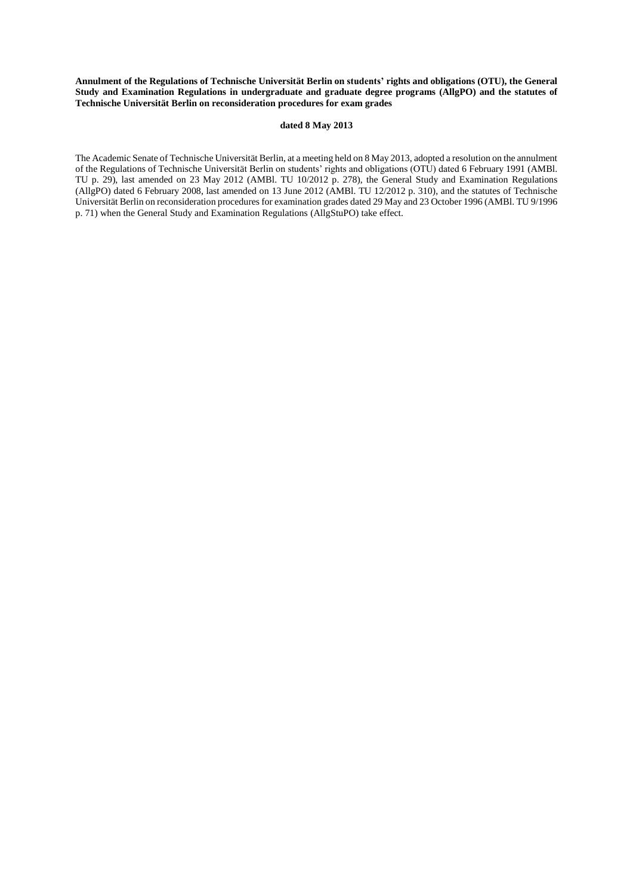**Annulment of the Regulations of Technische Universität Berlin on students' rights and obligations (OTU), the General Study and Examination Regulations in undergraduate and graduate degree programs (AllgPO) and the statutes of Technische Universität Berlin on reconsideration procedures for exam grades**

**dated 8 May 2013**

The Academic Senate of Technische Universität Berlin, at a meeting held on 8 May 2013, adopted a resolution on the annulment of the Regulations of Technische Universität Berlin on students' rights and obligations (OTU) dated 6 February 1991 (AMBl. TU p. 29), last amended on 23 May 2012 (AMBl. TU 10/2012 p. 278), the General Study and Examination Regulations (AllgPO) dated 6 February 2008, last amended on 13 June 2012 (AMBl. TU 12/2012 p. 310), and the statutes of Technische Universität Berlin on reconsideration procedures for examination grades dated 29 May and 23 October 1996 (AMBl. TU 9/1996 p. 71) when the General Study and Examination Regulations (AllgStuPO) take effect.